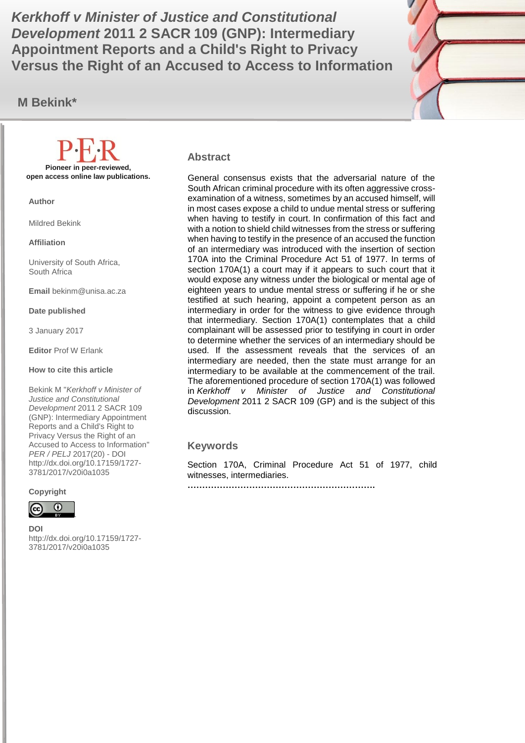# *Kerkhoff v Minister of Justice and Constitutional Development* 2011 2 SACR 109 (GNP): Intermediary Appointment Reports and a Child's Right to Privacy Versus the Right of an Accused to Access to Information

**M Bekink***

**Pioneer in peer-reviewed, open access online law publications.**

**Author**

Mildred Bekink

**Affiliation**

University of South Africa, South Africa

**Email** bekinm@unisa.ac.za

**Date published**

3 January 2017

**Editor** Prof W Erlank

**How to cite this article**

Bekink M "*Kerkhoff v Minister of Justice and Constitutional Development* 2011 2 SACR 109 (GNP): Intermediary Appointment Reports and a Child's Right to Privacy Versus the Right of an Accused to Access to Information" *PER / PELJ* 2017(20) - DOI http://dx.doi.org/10.17159/1727-3781/2017/v20i0a1035

**Copyright**

**DOI**
http://dx.doi.org/10.17159/1727-3781/2017/v20i0a1035

## Abstract

General consensus exists that the adversarial nature of the South African criminal procedure with its often aggressive cross-examination of a witness, sometimes by an accused himself, will in most cases expose a child to undue mental stress or suffering when having to testify in court. In confirmation of this fact and with a notion to shield child witnesses from the stress or suffering when having to testify in the presence of an accused the function of an intermediary was introduced with the insertion of section 170A into the Criminal Procedure Act 51 of 1977. In terms of section 170A(1) a court may if it appears to such court that it would expose any witness under the biological or mental age of eighteen years to undue mental stress or suffering if he or she testified at such hearing, appoint a competent person as an intermediary in order for the witness to give evidence through that intermediary. Section 170A(1) contemplates that a child complainant will be assessed prior to testifying in court in order to determine whether the services of an intermediary should be used. If the assessment reveals that the services of an intermediary are needed, then the state must arrange for an intermediary to be available at the commencement of the trail. The aforementioned procedure of section 170A(1) was followed in *Kerkhoff v Minister of Justice and Constitutional Development* 2011 2 SACR 109 (GP) and is the subject of this discussion.

## Keywords

Section 170A, Criminal Procedure Act 51 of 1977, child witnesses, intermediaries.

……………………………………………………….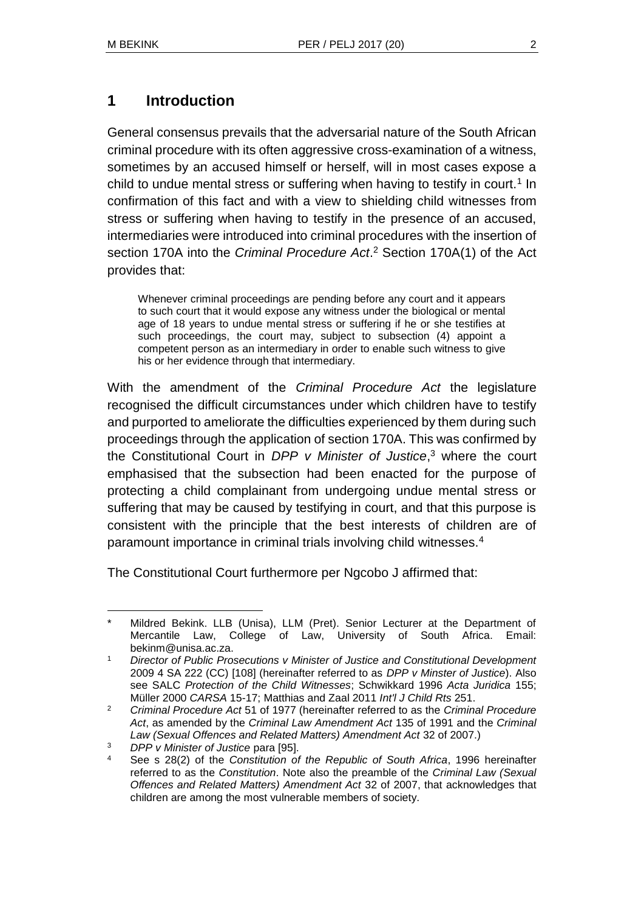## 1 Introduction

General consensus prevails that the adversarial nature of the South African criminal procedure with its often aggressive cross-examination of a witness, sometimes by an accused himself or herself, will in most cases expose a child to undue mental stress or suffering when having to testify in court.[1] In confirmation of this fact and with a view to shielding child witnesses from stress or suffering when having to testify in the presence of an accused, intermediaries were introduced into criminal procedures with the insertion of section 170A into the *Criminal Procedure Act*.[2] Section 170A(1) of the Act provides that:

> Whenever criminal proceedings are pending before any court and it appears to such court that it would expose any witness under the biological or mental age of 18 years to undue mental stress or suffering if he or she testifies at such proceedings, the court may, subject to subsection (4) appoint a competent person as an intermediary in order to enable such witness to give his or her evidence through that intermediary.

With the amendment of the *Criminal Procedure Act* the legislature recognised the difficult circumstances under which children have to testify and purported to ameliorate the difficulties experienced by them during such proceedings through the application of section 170A. This was confirmed by the Constitutional Court in *DPP v Minister of Justice*,[3] where the court emphasised that the subsection had been enacted for the purpose of protecting a child complainant from undergoing undue mental stress or suffering that may be caused by testifying in court, and that this purpose is consistent with the principle that the best interests of children are of paramount importance in criminal trials involving child witnesses.[4]

The Constitutional Court furthermore per Ngcobo J affirmed that:

---

\* Mildred Bekink. LLB (Unisa), LLM (Pret). Senior Lecturer at the Department of Mercantile Law, College of Law, University of South Africa. Email: bekinm@unisa.ac.za.

1 *Director of Public Prosecutions v Minister of Justice and Constitutional Development* 2009 4 SA 222 (CC) [108] (hereinafter referred to as *DPP v Minster of Justice*). Also see SALC *Protection of the Child Witnesses*; Schwikkard 1996 *Acta Juridica* 155; Müller 2000 *CARSA* 15-17; Matthias and Zaal 2011 *Int'l J Child Rts* 251.

2 *Criminal Procedure Act* 51 of 1977 (hereinafter referred to as the *Criminal Procedure Act*, as amended by the *Criminal Law Amendment Act* 135 of 1991 and the *Criminal Law (Sexual Offences and Related Matters) Amendment Act* 32 of 2007.)

3 *DPP v Minister of Justice* para [95].

4 See s 28(2) of the *Constitution of the Republic of South Africa*, 1996 hereinafter referred to as the *Constitution*. Note also the preamble of the *Criminal Law (Sexual Offences and Related Matters) Amendment Act* 32 of 2007, that acknowledges that children are among the most vulnerable members of society.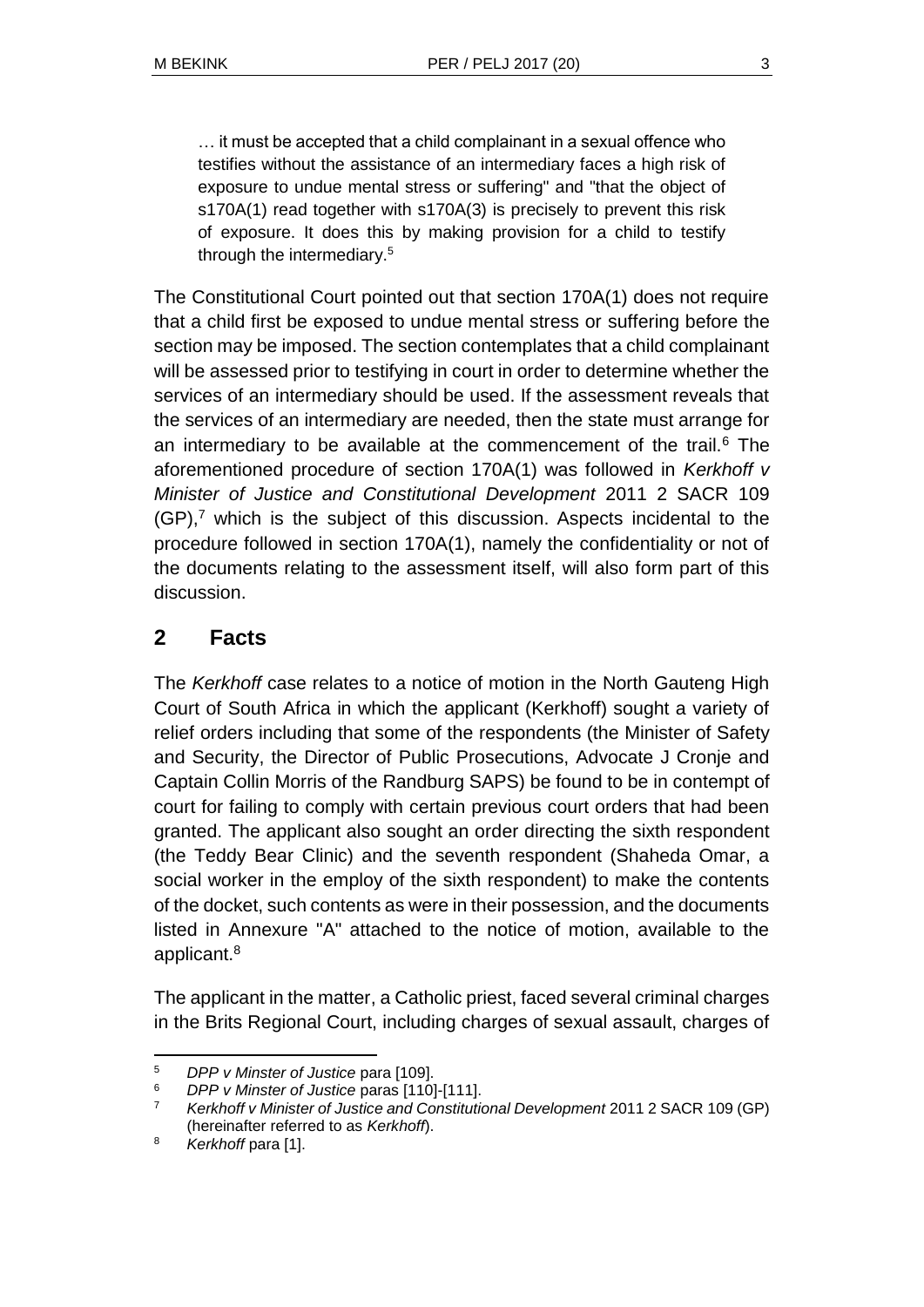> … it must be accepted that a child complainant in a sexual offence who testifies without the assistance of an intermediary faces a high risk of exposure to undue mental stress or suffering" and "that the object of s170A(1) read together with s170A(3) is precisely to prevent this risk of exposure. It does this by making provision for a child to testify through the intermediary.[5]

The Constitutional Court pointed out that section 170A(1) does not require that a child first be exposed to undue mental stress or suffering before the section may be imposed. The section contemplates that a child complainant will be assessed prior to testifying in court in order to determine whether the services of an intermediary should be used. If the assessment reveals that the services of an intermediary are needed, then the state must arrange for an intermediary to be available at the commencement of the trail.[6] The aforementioned procedure of section 170A(1) was followed in *Kerkhoff v Minister of Justice and Constitutional Development* 2011 2 SACR 109 (GP),[7] which is the subject of this discussion. Aspects incidental to the procedure followed in section 170A(1), namely the confidentiality or not of the documents relating to the assessment itself, will also form part of this discussion.

## 2 Facts

The *Kerkhoff* case relates to a notice of motion in the North Gauteng High Court of South Africa in which the applicant (Kerkhoff) sought a variety of relief orders including that some of the respondents (the Minister of Safety and Security, the Director of Public Prosecutions, Advocate J Cronje and Captain Collin Morris of the Randburg SAPS) be found to be in contempt of court for failing to comply with certain previous court orders that had been granted. The applicant also sought an order directing the sixth respondent (the Teddy Bear Clinic) and the seventh respondent (Shaheda Omar, a social worker in the employ of the sixth respondent) to make the contents of the docket, such contents as were in their possession, and the documents listed in Annexure "A" attached to the notice of motion, available to the applicant.[8]

The applicant in the matter, a Catholic priest, faced several criminal charges in the Brits Regional Court, including charges of sexual assault, charges of

---

[5] *DPP v Minster of Justice* para [109].

[6] *DPP v Minster of Justice* paras [110]-[111].

[7] *Kerkhoff v Minister of Justice and Constitutional Development* 2011 2 SACR 109 (GP) (hereinafter referred to as *Kerkhoff*).

[8] *Kerkhoff* para [1].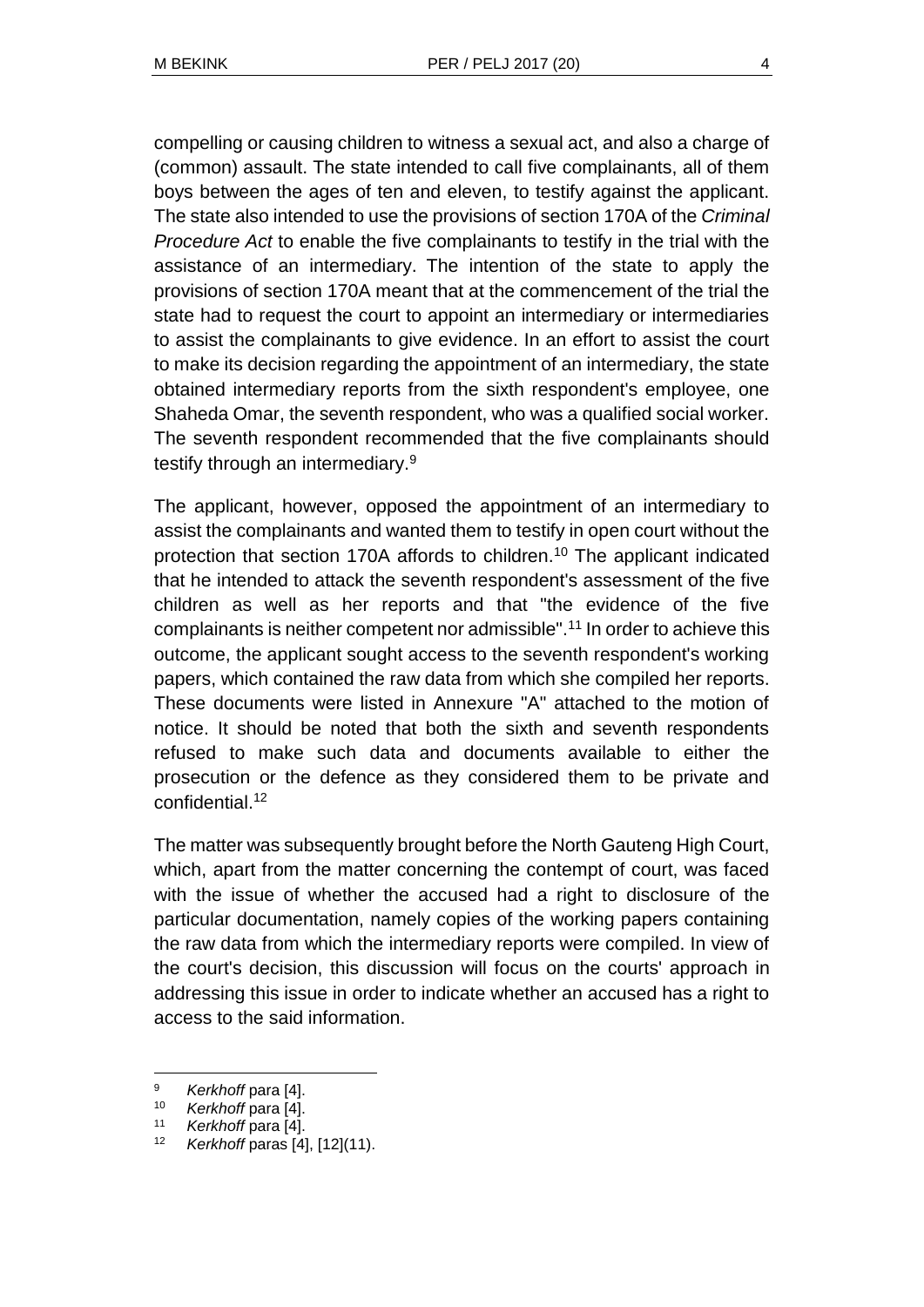compelling or causing children to witness a sexual act, and also a charge of (common) assault. The state intended to call five complainants, all of them boys between the ages of ten and eleven, to testify against the applicant. The state also intended to use the provisions of section 170A of the *Criminal Procedure Act* to enable the five complainants to testify in the trial with the assistance of an intermediary. The intention of the state to apply the provisions of section 170A meant that at the commencement of the trial the state had to request the court to appoint an intermediary or intermediaries to assist the complainants to give evidence. In an effort to assist the court to make its decision regarding the appointment of an intermediary, the state obtained intermediary reports from the sixth respondent's employee, one Shaheda Omar, the seventh respondent, who was a qualified social worker. The seventh respondent recommended that the five complainants should testify through an intermediary.[9]

The applicant, however, opposed the appointment of an intermediary to assist the complainants and wanted them to testify in open court without the protection that section 170A affords to children.[10] The applicant indicated that he intended to attack the seventh respondent's assessment of the five children as well as her reports and that "the evidence of the five complainants is neither competent nor admissible".[11] In order to achieve this outcome, the applicant sought access to the seventh respondent's working papers, which contained the raw data from which she compiled her reports. These documents were listed in Annexure "A" attached to the motion of notice. It should be noted that both the sixth and seventh respondents refused to make such data and documents available to either the prosecution or the defence as they considered them to be private and confidential.[12]

The matter was subsequently brought before the North Gauteng High Court, which, apart from the matter concerning the contempt of court, was faced with the issue of whether the accused had a right to disclosure of the particular documentation, namely copies of the working papers containing the raw data from which the intermediary reports were compiled. In view of the court's decision, this discussion will focus on the courts' approach in addressing this issue in order to indicate whether an accused has a right to access to the said information.

---

[9] *Kerkhoff* para [4].

[10] *Kerkhoff* para [4].

[11] *Kerkhoff* para [4].

[12] *Kerkhoff* paras [4], [12](11).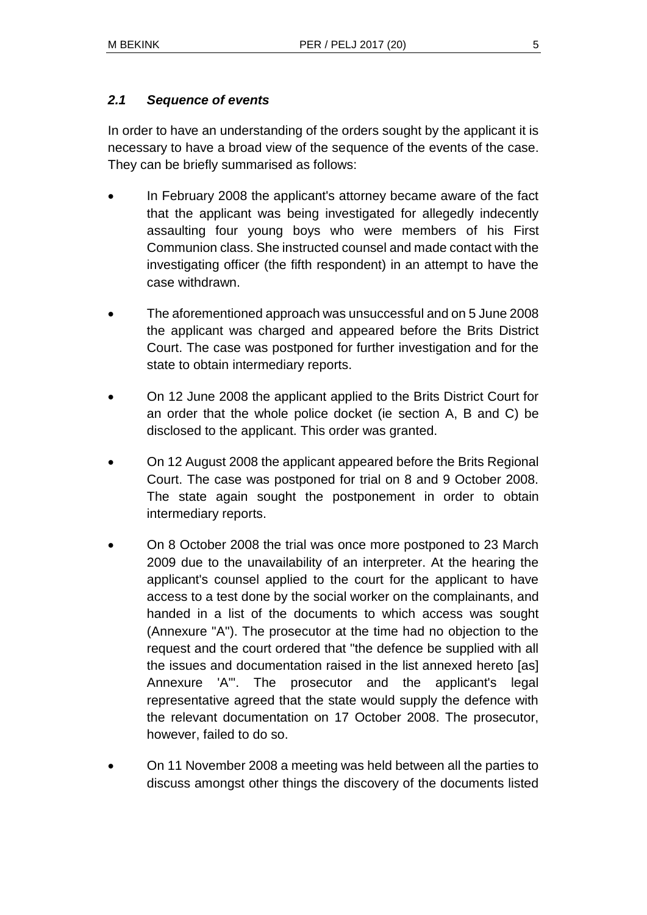### *2.1 Sequence of events*

In order to have an understanding of the orders sought by the applicant it is necessary to have a broad view of the sequence of the events of the case. They can be briefly summarised as follows:

- In February 2008 the applicant's attorney became aware of the fact that the applicant was being investigated for allegedly indecently assaulting four young boys who were members of his First Communion class. She instructed counsel and made contact with the investigating officer (the fifth respondent) in an attempt to have the case withdrawn.

- The aforementioned approach was unsuccessful and on 5 June 2008 the applicant was charged and appeared before the Brits District Court. The case was postponed for further investigation and for the state to obtain intermediary reports.

- On 12 June 2008 the applicant applied to the Brits District Court for an order that the whole police docket (ie section A, B and C) be disclosed to the applicant. This order was granted.

- On 12 August 2008 the applicant appeared before the Brits Regional Court. The case was postponed for trial on 8 and 9 October 2008. The state again sought the postponement in order to obtain intermediary reports.

- On 8 October 2008 the trial was once more postponed to 23 March 2009 due to the unavailability of an interpreter. At the hearing the applicant's counsel applied to the court for the applicant to have access to a test done by the social worker on the complainants, and handed in a list of the documents to which access was sought (Annexure "A"). The prosecutor at the time had no objection to the request and the court ordered that "the defence be supplied with all the issues and documentation raised in the list annexed hereto [as] Annexure 'A'". The prosecutor and the applicant's legal representative agreed that the state would supply the defence with the relevant documentation on 17 October 2008. The prosecutor, however, failed to do so.

- On 11 November 2008 a meeting was held between all the parties to discuss amongst other things the discovery of the documents listed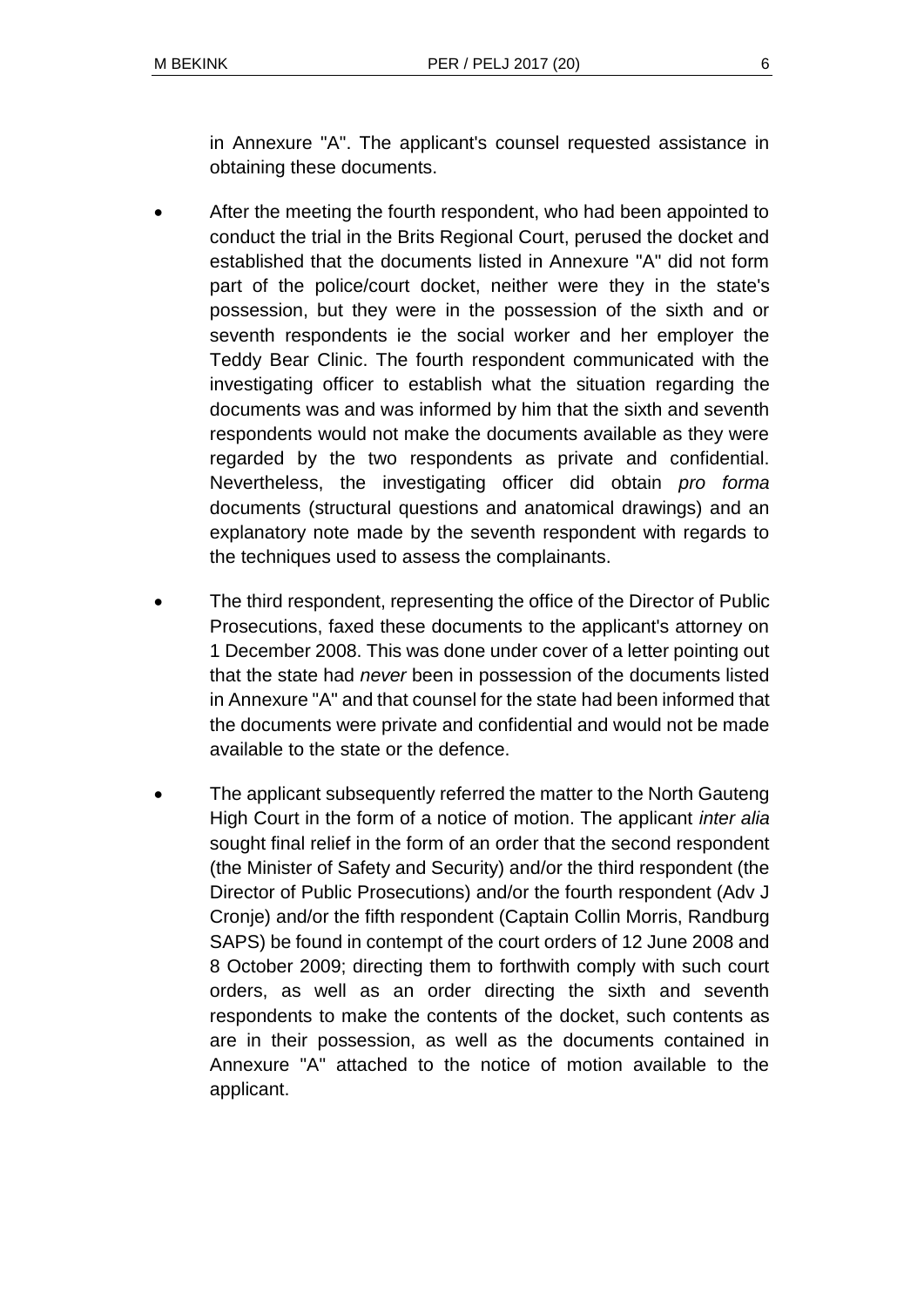in Annexure "A". The applicant's counsel requested assistance in obtaining these documents.

- After the meeting the fourth respondent, who had been appointed to conduct the trial in the Brits Regional Court, perused the docket and established that the documents listed in Annexure "A" did not form part of the police/court docket, neither were they in the state's possession, but they were in the possession of the sixth and or seventh respondents ie the social worker and her employer the Teddy Bear Clinic. The fourth respondent communicated with the investigating officer to establish what the situation regarding the documents was and was informed by him that the sixth and seventh respondents would not make the documents available as they were regarded by the two respondents as private and confidential. Nevertheless, the investigating officer did obtain *pro forma* documents (structural questions and anatomical drawings) and an explanatory note made by the seventh respondent with regards to the techniques used to assess the complainants.

- The third respondent, representing the office of the Director of Public Prosecutions, faxed these documents to the applicant's attorney on 1 December 2008. This was done under cover of a letter pointing out that the state had *never* been in possession of the documents listed in Annexure "A" and that counsel for the state had been informed that the documents were private and confidential and would not be made available to the state or the defence.

- The applicant subsequently referred the matter to the North Gauteng High Court in the form of a notice of motion. The applicant *inter alia* sought final relief in the form of an order that the second respondent (the Minister of Safety and Security) and/or the third respondent (the Director of Public Prosecutions) and/or the fourth respondent (Adv J Cronje) and/or the fifth respondent (Captain Collin Morris, Randburg SAPS) be found in contempt of the court orders of 12 June 2008 and 8 October 2009; directing them to forthwith comply with such court orders, as well as an order directing the sixth and seventh respondents to make the contents of the docket, such contents as are in their possession, as well as the documents contained in Annexure "A" attached to the notice of motion available to the applicant.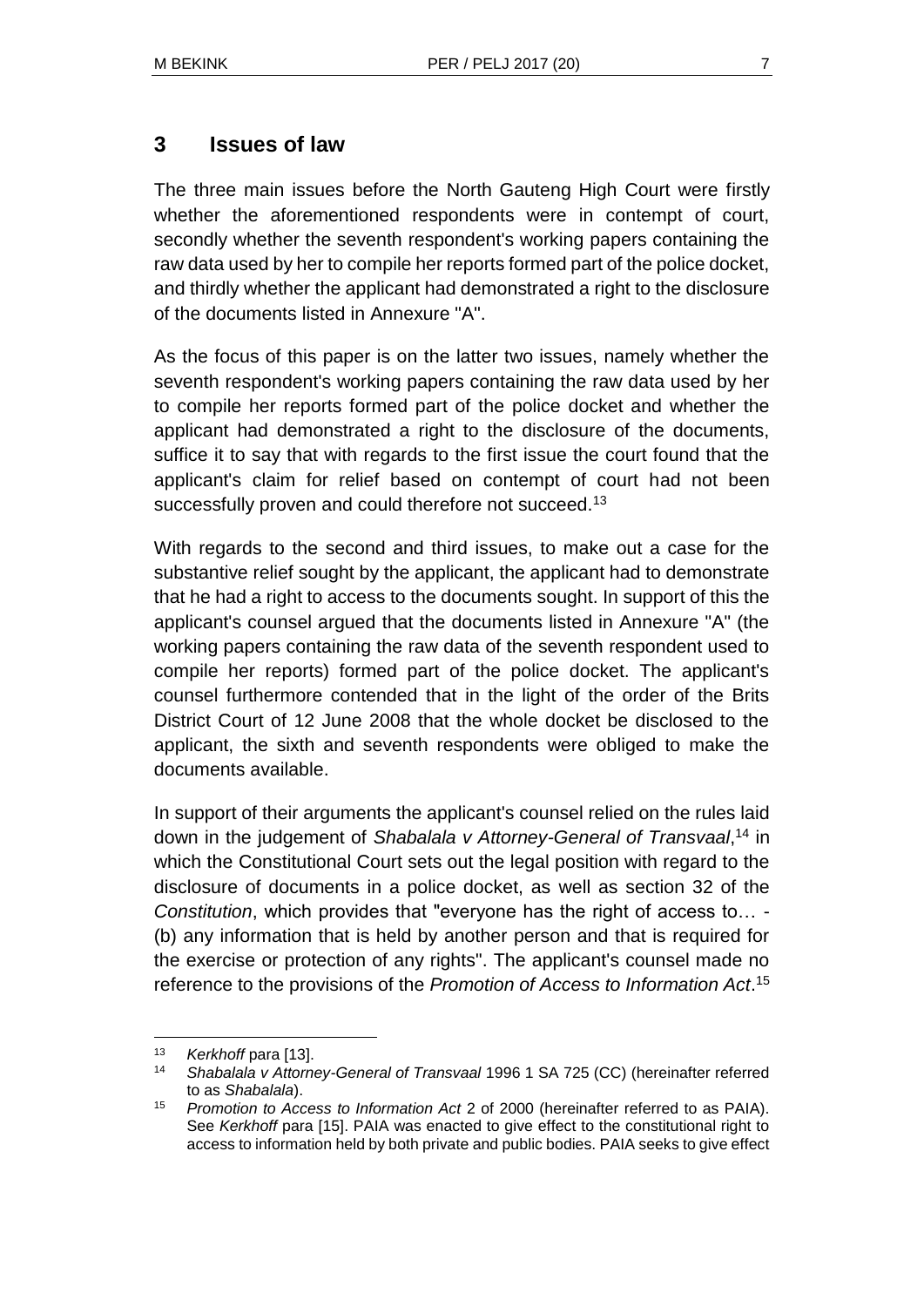## 3 Issues of law

The three main issues before the North Gauteng High Court were firstly whether the aforementioned respondents were in contempt of court, secondly whether the seventh respondent's working papers containing the raw data used by her to compile her reports formed part of the police docket, and thirdly whether the applicant had demonstrated a right to the disclosure of the documents listed in Annexure "A".

As the focus of this paper is on the latter two issues, namely whether the seventh respondent's working papers containing the raw data used by her to compile her reports formed part of the police docket and whether the applicant had demonstrated a right to the disclosure of the documents, suffice it to say that with regards to the first issue the court found that the applicant's claim for relief based on contempt of court had not been successfully proven and could therefore not succeed.[13]

With regards to the second and third issues, to make out a case for the substantive relief sought by the applicant, the applicant had to demonstrate that he had a right to access to the documents sought. In support of this the applicant's counsel argued that the documents listed in Annexure "A" (the working papers containing the raw data of the seventh respondent used to compile her reports) formed part of the police docket. The applicant's counsel furthermore contended that in the light of the order of the Brits District Court of 12 June 2008 that the whole docket be disclosed to the applicant, the sixth and seventh respondents were obliged to make the documents available.

In support of their arguments the applicant's counsel relied on the rules laid down in the judgement of *Shabalala v Attorney-General of Transvaal*,[14] in which the Constitutional Court sets out the legal position with regard to the disclosure of documents in a police docket, as well as section 32 of the *Constitution*, which provides that "everyone has the right of access to… - (b) any information that is held by another person and that is required for the exercise or protection of any rights". The applicant's counsel made no reference to the provisions of the *Promotion of Access to Information Act*.[15]

---

[13] *Kerkhoff* para [13].

[14] *Shabalala v Attorney-General of Transvaal* 1996 1 SA 725 (CC) (hereinafter referred to as *Shabalala*).

[15] *Promotion to Access to Information Act* 2 of 2000 (hereinafter referred to as PAIA). See *Kerkhoff* para [15]. PAIA was enacted to give effect to the constitutional right to access to information held by both private and public bodies. PAIA seeks to give effect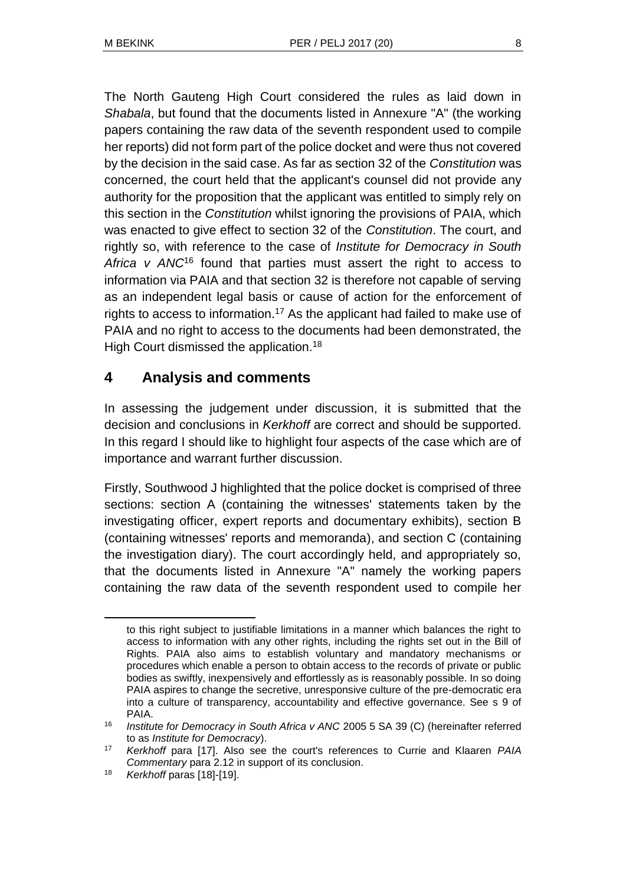The North Gauteng High Court considered the rules as laid down in *Shabala*, but found that the documents listed in Annexure "A" (the working papers containing the raw data of the seventh respondent used to compile her reports) did not form part of the police docket and were thus not covered by the decision in the said case. As far as section 32 of the *Constitution* was concerned, the court held that the applicant's counsel did not provide any authority for the proposition that the applicant was entitled to simply rely on this section in the *Constitution* whilst ignoring the provisions of PAIA, which was enacted to give effect to section 32 of the *Constitution*. The court, and rightly so, with reference to the case of *Institute for Democracy in South Africa v ANC*[16] found that parties must assert the right to access to information via PAIA and that section 32 is therefore not capable of serving as an independent legal basis or cause of action for the enforcement of rights to access to information.[17] As the applicant had failed to make use of PAIA and no right to access to the documents had been demonstrated, the High Court dismissed the application.[18]

## 4 Analysis and comments

In assessing the judgement under discussion, it is submitted that the decision and conclusions in *Kerkhoff* are correct and should be supported. In this regard I should like to highlight four aspects of the case which are of importance and warrant further discussion.

Firstly, Southwood J highlighted that the police docket is comprised of three sections: section A (containing the witnesses' statements taken by the investigating officer, expert reports and documentary exhibits), section B (containing witnesses' reports and memoranda), and section C (containing the investigation diary). The court accordingly held, and appropriately so, that the documents listed in Annexure "A" namely the working papers containing the raw data of the seventh respondent used to compile her

---

to this right subject to justifiable limitations in a manner which balances the right to access to information with any other rights, including the rights set out in the Bill of Rights. PAIA also aims to establish voluntary and mandatory mechanisms or procedures which enable a person to obtain access to the records of private or public bodies as swiftly, inexpensively and effortlessly as is reasonably possible. In so doing PAIA aspires to change the secretive, unresponsive culture of the pre-democratic era into a culture of transparency, accountability and effective governance. See s 9 of PAIA.

[16] *Institute for Democracy in South Africa v ANC* 2005 5 SA 39 (C) (hereinafter referred to as *Institute for Democracy*).

[17] *Kerkhoff* para [17]. Also see the court's references to Currie and Klaaren *PAIA Commentary* para 2.12 in support of its conclusion.

[18] *Kerkhoff* paras [18]-[19].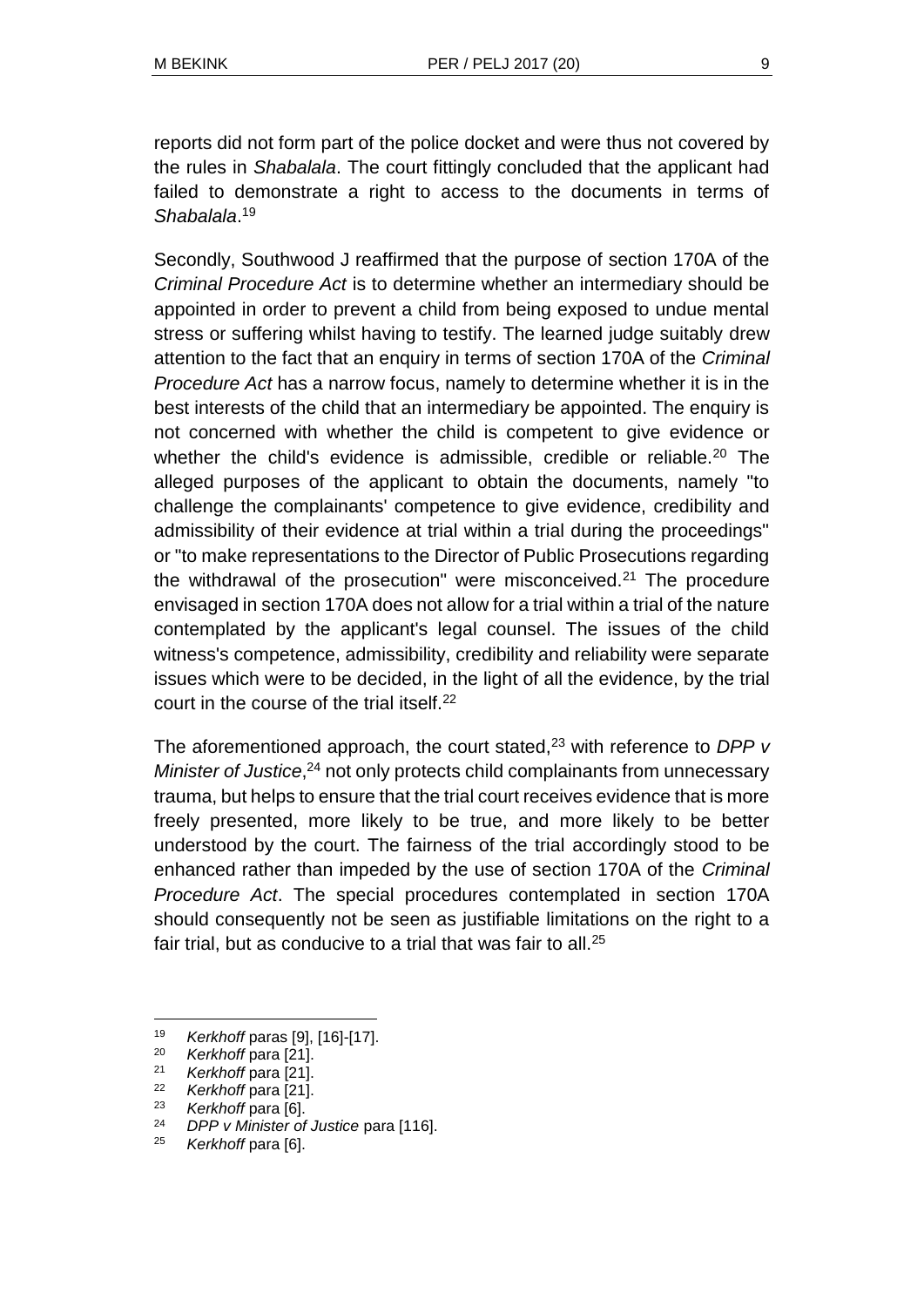reports did not form part of the police docket and were thus not covered by the rules in *Shabalala*. The court fittingly concluded that the applicant had failed to demonstrate a right to access to the documents in terms of *Shabalala*.[19]

Secondly, Southwood J reaffirmed that the purpose of section 170A of the *Criminal Procedure Act* is to determine whether an intermediary should be appointed in order to prevent a child from being exposed to undue mental stress or suffering whilst having to testify. The learned judge suitably drew attention to the fact that an enquiry in terms of section 170A of the *Criminal Procedure Act* has a narrow focus, namely to determine whether it is in the best interests of the child that an intermediary be appointed. The enquiry is not concerned with whether the child is competent to give evidence or whether the child's evidence is admissible, credible or reliable.[20] The alleged purposes of the applicant to obtain the documents, namely "to challenge the complainants' competence to give evidence, credibility and admissibility of their evidence at trial within a trial during the proceedings" or "to make representations to the Director of Public Prosecutions regarding the withdrawal of the prosecution" were misconceived.[21] The procedure envisaged in section 170A does not allow for a trial within a trial of the nature contemplated by the applicant's legal counsel. The issues of the child witness's competence, admissibility, credibility and reliability were separate issues which were to be decided, in the light of all the evidence, by the trial court in the course of the trial itself.[22]

The aforementioned approach, the court stated,[23] with reference to *DPP v Minister of Justice*,[24] not only protects child complainants from unnecessary trauma, but helps to ensure that the trial court receives evidence that is more freely presented, more likely to be true, and more likely to be better understood by the court. The fairness of the trial accordingly stood to be enhanced rather than impeded by the use of section 170A of the *Criminal Procedure Act*. The special procedures contemplated in section 170A should consequently not be seen as justifiable limitations on the right to a fair trial, but as conducive to a trial that was fair to all.[25]

---

[19] *Kerkhoff* paras [9], [16]-[17].

[20] *Kerkhoff* para [21].

[21] *Kerkhoff* para [21].

[22] *Kerkhoff* para [21].

[23] *Kerkhoff* para [6].

[24] *DPP v Minister of Justice* para [116].

[25] *Kerkhoff* para [6].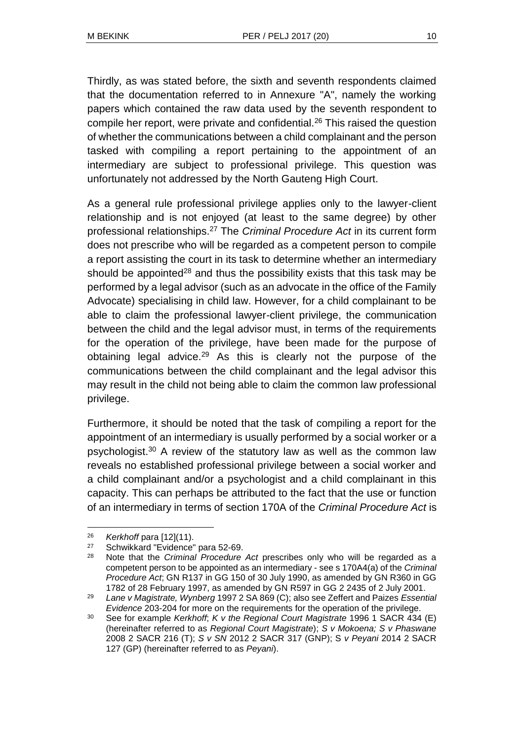Thirdly, as was stated before, the sixth and seventh respondents claimed that the documentation referred to in Annexure "A", namely the working papers which contained the raw data used by the seventh respondent to compile her report, were private and confidential.[26] This raised the question of whether the communications between a child complainant and the person tasked with compiling a report pertaining to the appointment of an intermediary are subject to professional privilege. This question was unfortunately not addressed by the North Gauteng High Court.

As a general rule professional privilege applies only to the lawyer-client relationship and is not enjoyed (at least to the same degree) by other professional relationships.[27] The *Criminal Procedure Act* in its current form does not prescribe who will be regarded as a competent person to compile a report assisting the court in its task to determine whether an intermediary should be appointed[28] and thus the possibility exists that this task may be performed by a legal advisor (such as an advocate in the office of the Family Advocate) specialising in child law. However, for a child complainant to be able to claim the professional lawyer-client privilege, the communication between the child and the legal advisor must, in terms of the requirements for the operation of the privilege, have been made for the purpose of obtaining legal advice.[29] As this is clearly not the purpose of the communications between the child complainant and the legal advisor this may result in the child not being able to claim the common law professional privilege.

Furthermore, it should be noted that the task of compiling a report for the appointment of an intermediary is usually performed by a social worker or a psychologist.[30] A review of the statutory law as well as the common law reveals no established professional privilege between a social worker and a child complainant and/or a psychologist and a child complainant in this capacity. This can perhaps be attributed to the fact that the use or function of an intermediary in terms of section 170A of the *Criminal Procedure Act* is

---

[26] *Kerkhoff* para [12](11).

[27] Schwikkard "Evidence" para 52-69.

[28] Note that the *Criminal Procedure Act* prescribes only who will be regarded as a competent person to be appointed as an intermediary - see s 170A4(a) of the *Criminal Procedure Act*; GN R137 in GG 150 of 30 July 1990, as amended by GN R360 in GG 1782 of 28 February 1997, as amended by GN R597 in GG 2 2435 of 2 July 2001.

[29] *Lane v Magistrate, Wynberg* 1997 2 SA 869 (C); also see Zeffert and Paizes *Essential Evidence* 203-204 for more on the requirements for the operation of the privilege.

[30] See for example *Kerkhoff*; *K v the Regional Court Magistrate* 1996 1 SACR 434 (E) (hereinafter referred to as *Regional Court Magistrate*); *S v Mokoena; S v Phaswane* 2008 2 SACR 216 (T); *S v SN* 2012 2 SACR 317 (GNP); *S v Peyani* 2014 2 SACR 127 (GP) (hereinafter referred to as *Peyani*).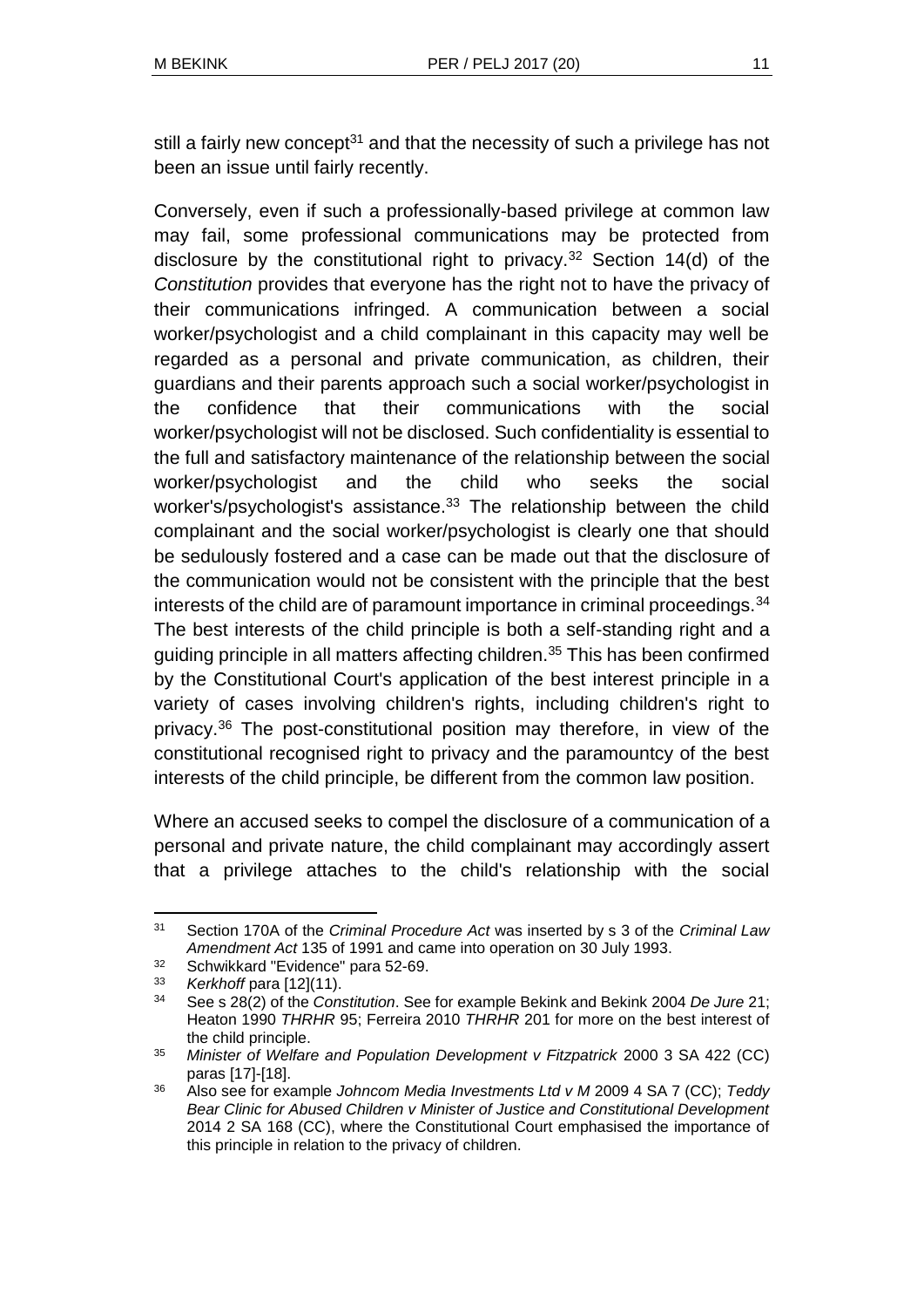still a fairly new concept[31] and that the necessity of such a privilege has not been an issue until fairly recently.

Conversely, even if such a professionally-based privilege at common law may fail, some professional communications may be protected from disclosure by the constitutional right to privacy.[32] Section 14(d) of the *Constitution* provides that everyone has the right not to have the privacy of their communications infringed. A communication between a social worker/psychologist and a child complainant in this capacity may well be regarded as a personal and private communication, as children, their guardians and their parents approach such a social worker/psychologist in the confidence that their communications with the social worker/psychologist will not be disclosed. Such confidentiality is essential to the full and satisfactory maintenance of the relationship between the social worker/psychologist and the child who seeks the social worker's/psychologist's assistance.[33] The relationship between the child complainant and the social worker/psychologist is clearly one that should be sedulously fostered and a case can be made out that the disclosure of the communication would not be consistent with the principle that the best interests of the child are of paramount importance in criminal proceedings.[34] The best interests of the child principle is both a self-standing right and a guiding principle in all matters affecting children.[35] This has been confirmed by the Constitutional Court's application of the best interest principle in a variety of cases involving children's rights, including children's right to privacy.[36] The post-constitutional position may therefore, in view of the constitutional recognised right to privacy and the paramountcy of the best interests of the child principle, be different from the common law position.

Where an accused seeks to compel the disclosure of a communication of a personal and private nature, the child complainant may accordingly assert that a privilege attaches to the child's relationship with the social

---

31 Section 170A of the *Criminal Procedure Act* was inserted by s 3 of the *Criminal Law Amendment Act* 135 of 1991 and came into operation on 30 July 1993.

32 Schwikkard "Evidence" para 52-69.

33 *Kerkhoff* para [12](11).

34 See s 28(2) of the *Constitution*. See for example Bekink and Bekink 2004 *De Jure* 21; Heaton 1990 *THRHR* 95; Ferreira 2010 *THRHR* 201 for more on the best interest of the child principle.

35 *Minister of Welfare and Population Development v Fitzpatrick* 2000 3 SA 422 (CC) paras [17]-[18].

36 Also see for example *Johncom Media Investments Ltd v M* 2009 4 SA 7 (CC); *Teddy Bear Clinic for Abused Children v Minister of Justice and Constitutional Development* 2014 2 SA 168 (CC), where the Constitutional Court emphasised the importance of this principle in relation to the privacy of children.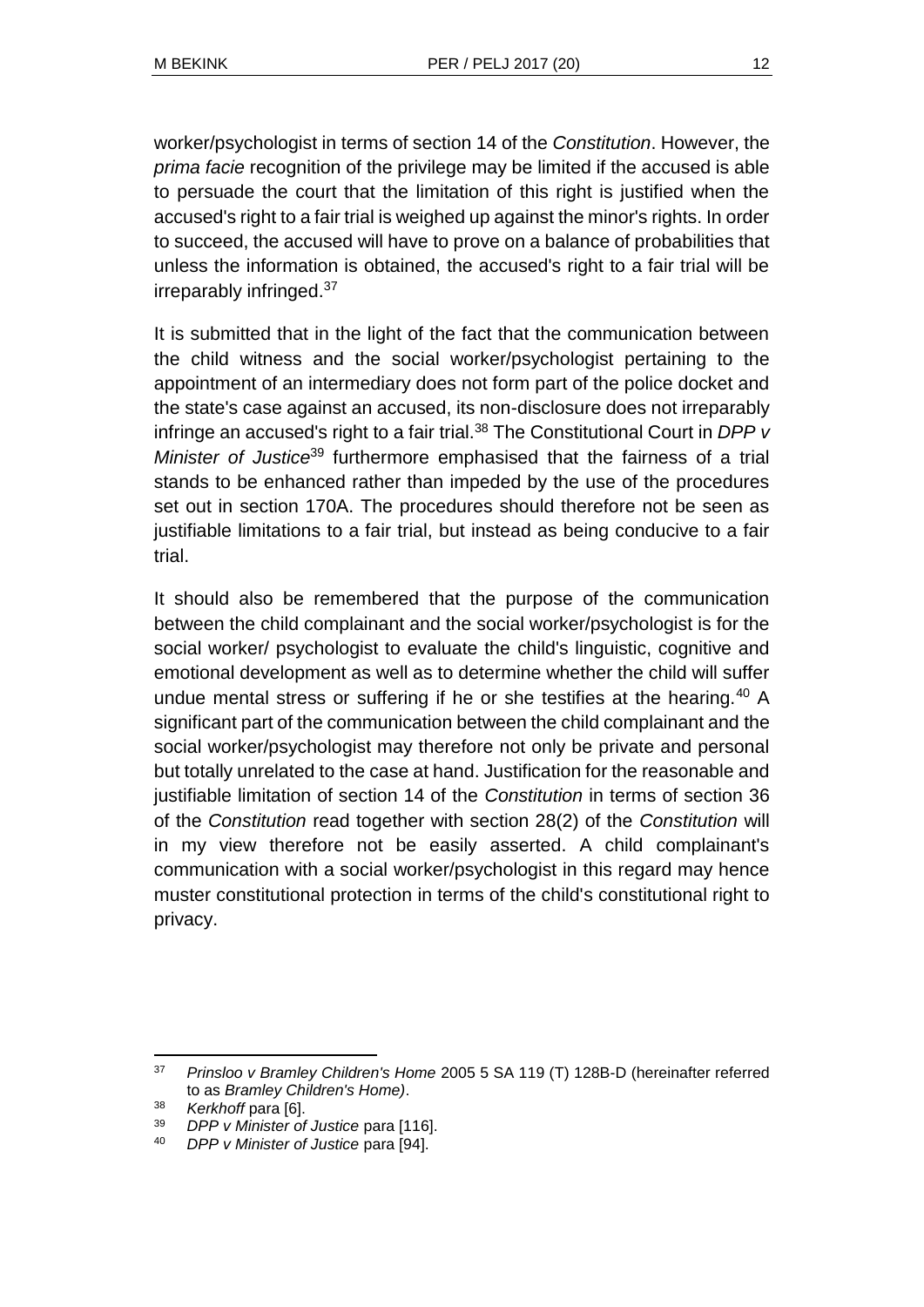worker/psychologist in terms of section 14 of the *Constitution*. However, the *prima facie* recognition of the privilege may be limited if the accused is able to persuade the court that the limitation of this right is justified when the accused's right to a fair trial is weighed up against the minor's rights. In order to succeed, the accused will have to prove on a balance of probabilities that unless the information is obtained, the accused's right to a fair trial will be irreparably infringed.[37]

It is submitted that in the light of the fact that the communication between the child witness and the social worker/psychologist pertaining to the appointment of an intermediary does not form part of the police docket and the state's case against an accused, its non-disclosure does not irreparably infringe an accused's right to a fair trial.[38] The Constitutional Court in *DPP v Minister of Justice*[39] furthermore emphasised that the fairness of a trial stands to be enhanced rather than impeded by the use of the procedures set out in section 170A. The procedures should therefore not be seen as justifiable limitations to a fair trial, but instead as being conducive to a fair trial.

It should also be remembered that the purpose of the communication between the child complainant and the social worker/psychologist is for the social worker/ psychologist to evaluate the child's linguistic, cognitive and emotional development as well as to determine whether the child will suffer undue mental stress or suffering if he or she testifies at the hearing.[40] A significant part of the communication between the child complainant and the social worker/psychologist may therefore not only be private and personal but totally unrelated to the case at hand. Justification for the reasonable and justifiable limitation of section 14 of the *Constitution* in terms of section 36 of the *Constitution* read together with section 28(2) of the *Constitution* will in my view therefore not be easily asserted. A child complainant's communication with a social worker/psychologist in this regard may hence muster constitutional protection in terms of the child's constitutional right to privacy.

---

[37] *Prinsloo v Bramley Children's Home* 2005 5 SA 119 (T) 128B-D (hereinafter referred to as *Bramley Children's Home)*.

[38] *Kerkhoff* para [6].

[39] *DPP v Minister of Justice* para [116].

[40] *DPP v Minister of Justice* para [94].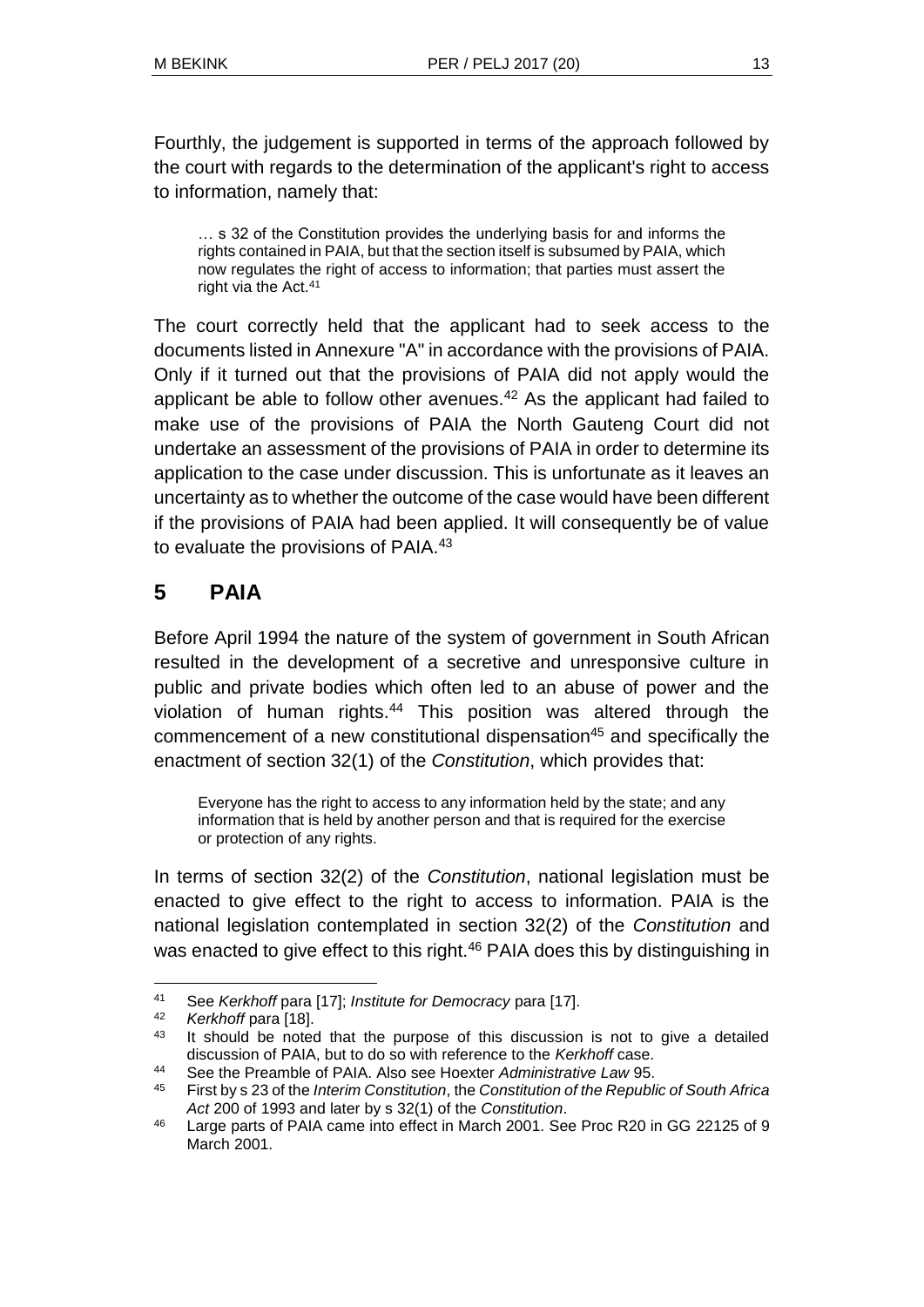Fourthly, the judgement is supported in terms of the approach followed by the court with regards to the determination of the applicant's right to access to information, namely that:

> … s 32 of the Constitution provides the underlying basis for and informs the rights contained in PAIA, but that the section itself is subsumed by PAIA, which now regulates the right of access to information; that parties must assert the right via the Act.[41]

The court correctly held that the applicant had to seek access to the documents listed in Annexure "A" in accordance with the provisions of PAIA. Only if it turned out that the provisions of PAIA did not apply would the applicant be able to follow other avenues.[42] As the applicant had failed to make use of the provisions of PAIA the North Gauteng Court did not undertake an assessment of the provisions of PAIA in order to determine its application to the case under discussion. This is unfortunate as it leaves an uncertainty as to whether the outcome of the case would have been different if the provisions of PAIA had been applied. It will consequently be of value to evaluate the provisions of PAIA.[43]

## 5 PAIA

Before April 1994 the nature of the system of government in South African resulted in the development of a secretive and unresponsive culture in public and private bodies which often led to an abuse of power and the violation of human rights.[44] This position was altered through the commencement of a new constitutional dispensation[45] and specifically the enactment of section 32(1) of the *Constitution*, which provides that:

> Everyone has the right to access to any information held by the state; and any information that is held by another person and that is required for the exercise or protection of any rights.

In terms of section 32(2) of the *Constitution*, national legislation must be enacted to give effect to the right to access to information. PAIA is the national legislation contemplated in section 32(2) of the *Constitution* and was enacted to give effect to this right.[46] PAIA does this by distinguishing in

---

[41] See *Kerkhoff* para [17]; *Institute for Democracy* para [17].

[42] *Kerkhoff* para [18].

[43] It should be noted that the purpose of this discussion is not to give a detailed discussion of PAIA, but to do so with reference to the *Kerkhoff* case.

[44] See the Preamble of PAIA. Also see Hoexter *Administrative Law* 95.

[45] First by s 23 of the *Interim Constitution*, the *Constitution of the Republic of South Africa Act* 200 of 1993 and later by s 32(1) of the *Constitution*.

[46] Large parts of PAIA came into effect in March 2001. See Proc R20 in GG 22125 of 9 March 2001.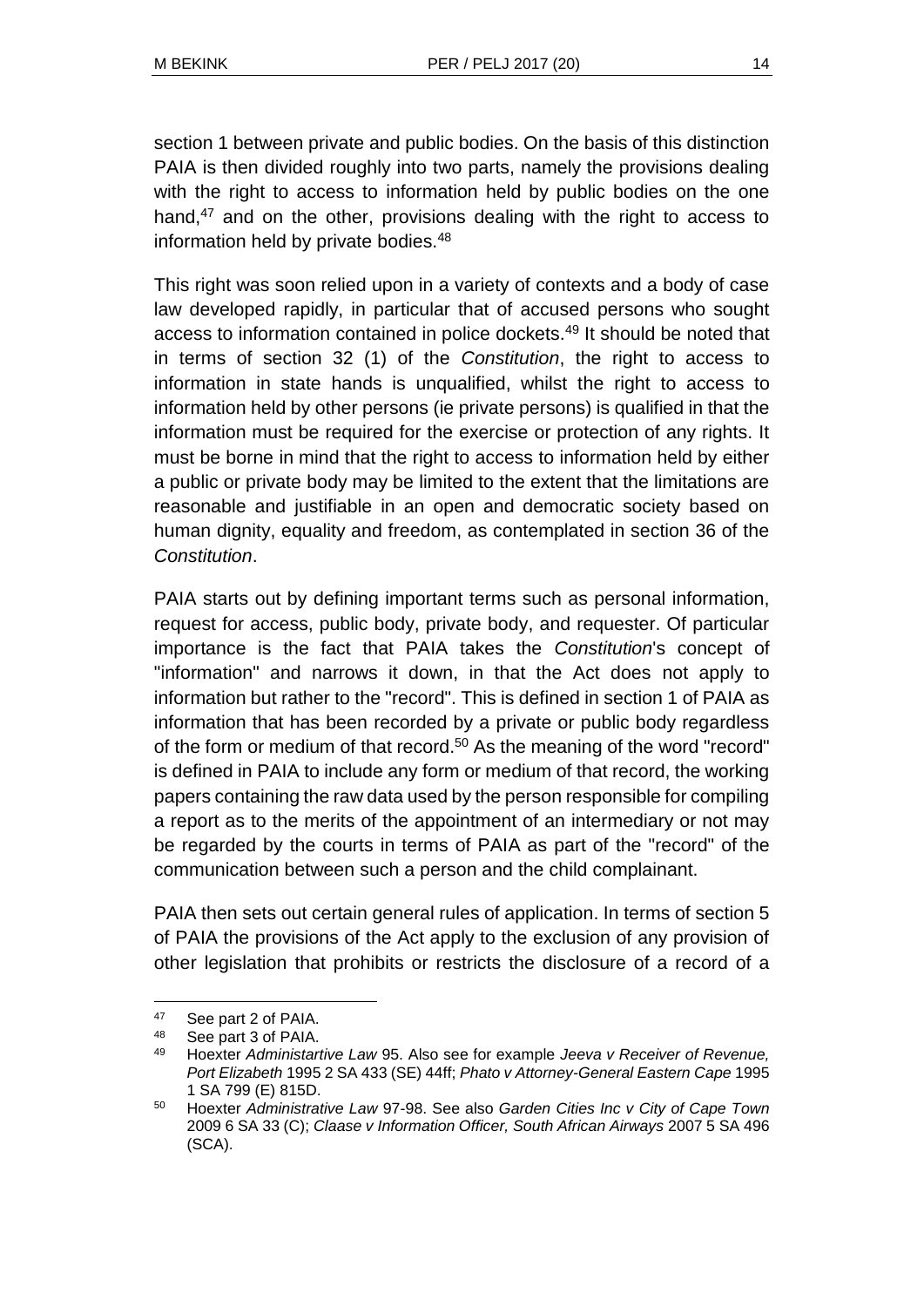section 1 between private and public bodies. On the basis of this distinction PAIA is then divided roughly into two parts, namely the provisions dealing with the right to access to information held by public bodies on the one hand,[47] and on the other, provisions dealing with the right to access to information held by private bodies.[48]

This right was soon relied upon in a variety of contexts and a body of case law developed rapidly, in particular that of accused persons who sought access to information contained in police dockets.[49] It should be noted that in terms of section 32 (1) of the *Constitution*, the right to access to information in state hands is unqualified, whilst the right to access to information held by other persons (ie private persons) is qualified in that the information must be required for the exercise or protection of any rights. It must be borne in mind that the right to access to information held by either a public or private body may be limited to the extent that the limitations are reasonable and justifiable in an open and democratic society based on human dignity, equality and freedom, as contemplated in section 36 of the *Constitution*.

PAIA starts out by defining important terms such as personal information, request for access, public body, private body, and requester. Of particular importance is the fact that PAIA takes the *Constitution*'s concept of "information" and narrows it down, in that the Act does not apply to information but rather to the "record". This is defined in section 1 of PAIA as information that has been recorded by a private or public body regardless of the form or medium of that record.[50] As the meaning of the word "record" is defined in PAIA to include any form or medium of that record, the working papers containing the raw data used by the person responsible for compiling a report as to the merits of the appointment of an intermediary or not may be regarded by the courts in terms of PAIA as part of the "record" of the communication between such a person and the child complainant.

PAIA then sets out certain general rules of application. In terms of section 5 of PAIA the provisions of the Act apply to the exclusion of any provision of other legislation that prohibits or restricts the disclosure of a record of a

---

[47] See part 2 of PAIA.

[48] See part 3 of PAIA.

[49] Hoexter *Administartive Law* 95. Also see for example *Jeeva v Receiver of Revenue, Port Elizabeth* 1995 2 SA 433 (SE) 44ff; *Phato v Attorney-General Eastern Cape* 1995 1 SA 799 (E) 815D.

[50] Hoexter *Administrative Law* 97-98. See also *Garden Cities Inc v City of Cape Town* 2009 6 SA 33 (C); *Claase v Information Officer, South African Airways* 2007 5 SA 496 (SCA).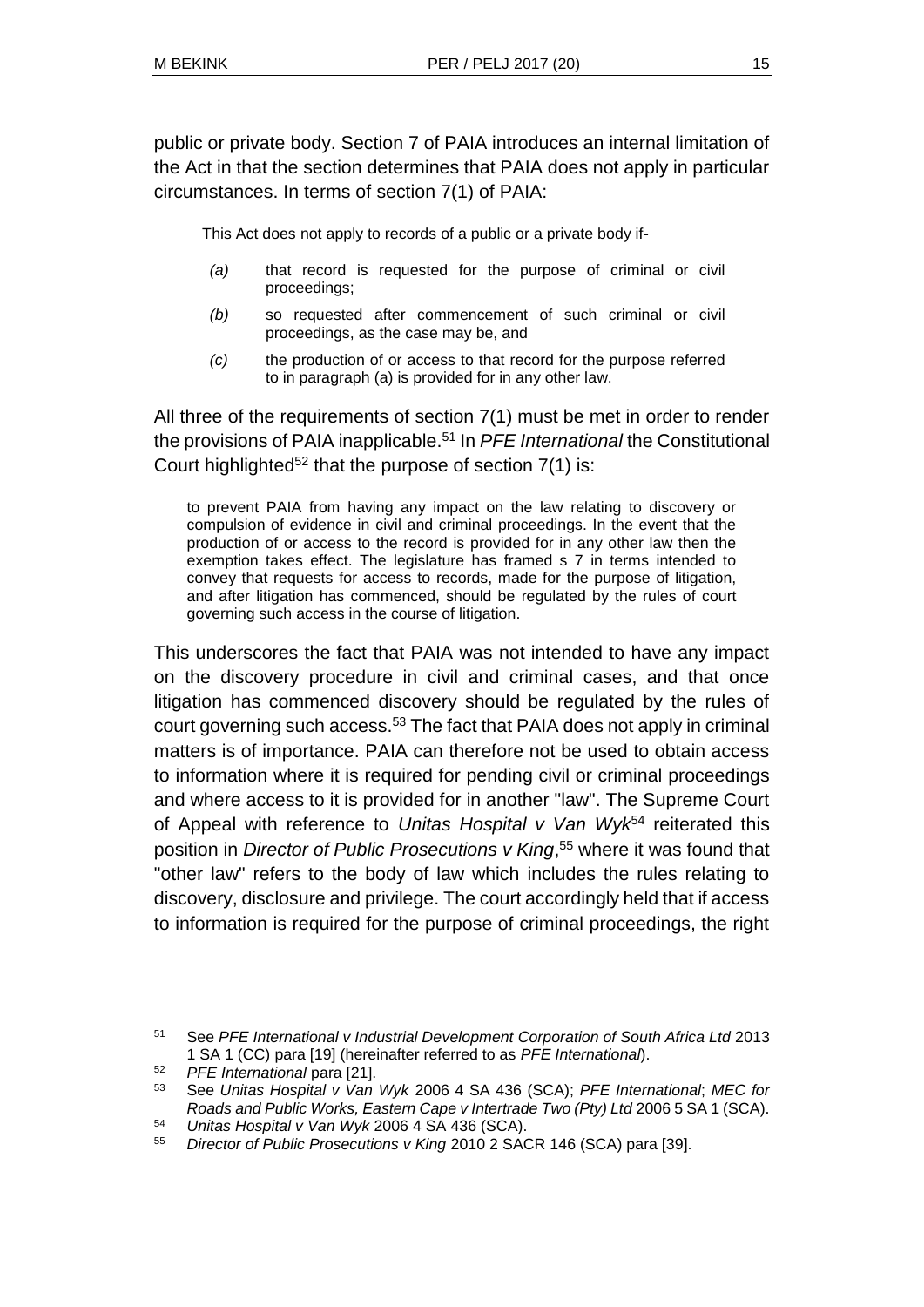public or private body. Section 7 of PAIA introduces an internal limitation of the Act in that the section determines that PAIA does not apply in particular circumstances. In terms of section 7(1) of PAIA:

> This Act does not apply to records of a public or a private body if-
>
> *(a)* that record is requested for the purpose of criminal or civil proceedings;
>
> *(b)* so requested after commencement of such criminal or civil proceedings, as the case may be, and
>
> *(c)* the production of or access to that record for the purpose referred to in paragraph (a) is provided for in any other law.

All three of the requirements of section 7(1) must be met in order to render the provisions of PAIA inapplicable.[51] In *PFE International* the Constitutional Court highlighted[52] that the purpose of section 7(1) is:

> to prevent PAIA from having any impact on the law relating to discovery or compulsion of evidence in civil and criminal proceedings. In the event that the production of or access to the record is provided for in any other law then the exemption takes effect. The legislature has framed s 7 in terms intended to convey that requests for access to records, made for the purpose of litigation, and after litigation has commenced, should be regulated by the rules of court governing such access in the course of litigation.

This underscores the fact that PAIA was not intended to have any impact on the discovery procedure in civil and criminal cases, and that once litigation has commenced discovery should be regulated by the rules of court governing such access.[53] The fact that PAIA does not apply in criminal matters is of importance. PAIA can therefore not be used to obtain access to information where it is required for pending civil or criminal proceedings and where access to it is provided for in another "law". The Supreme Court of Appeal with reference to *Unitas Hospital v Van Wyk*[54] reiterated this position in *Director of Public Prosecutions v King*,[55] where it was found that "other law" refers to the body of law which includes the rules relating to discovery, disclosure and privilege. The court accordingly held that if access to information is required for the purpose of criminal proceedings, the right

---

[51] See *PFE International v Industrial Development Corporation of South Africa Ltd* 2013 1 SA 1 (CC) para [19] (hereinafter referred to as *PFE International*).

[52] *PFE International* para [21].

[53] See *Unitas Hospital v Van Wyk* 2006 4 SA 436 (SCA); *PFE International*; *MEC for Roads and Public Works, Eastern Cape v Intertrade Two (Pty) Ltd* 2006 5 SA 1 (SCA).

[54] *Unitas Hospital v Van Wyk* 2006 4 SA 436 (SCA).

[55] *Director of Public Prosecutions v King* 2010 2 SACR 146 (SCA) para [39].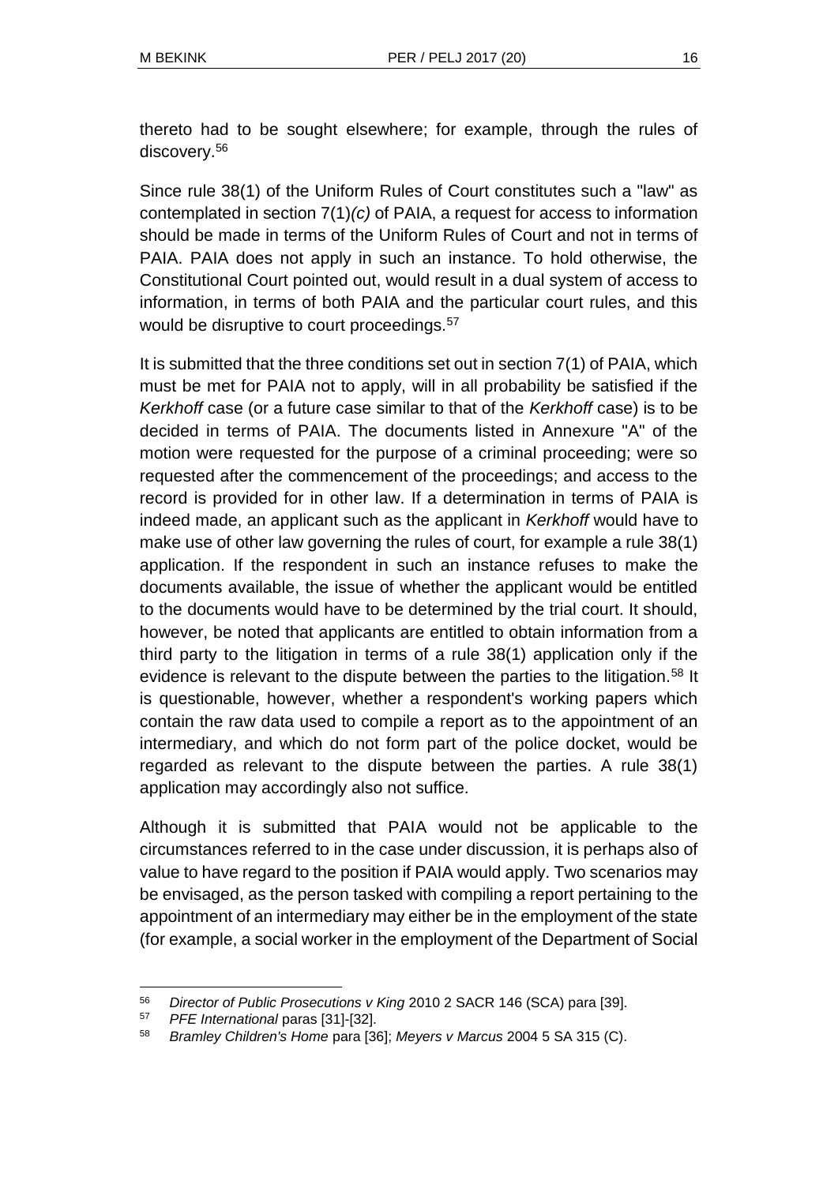thereto had to be sought elsewhere; for example, through the rules of discovery.[56]

Since rule 38(1) of the Uniform Rules of Court constitutes such a "law" as contemplated in section 7(1)*(c)* of PAIA, a request for access to information should be made in terms of the Uniform Rules of Court and not in terms of PAIA. PAIA does not apply in such an instance. To hold otherwise, the Constitutional Court pointed out, would result in a dual system of access to information, in terms of both PAIA and the particular court rules, and this would be disruptive to court proceedings.[57]

It is submitted that the three conditions set out in section 7(1) of PAIA, which must be met for PAIA not to apply, will in all probability be satisfied if the *Kerkhoff* case (or a future case similar to that of the *Kerkhoff* case) is to be decided in terms of PAIA. The documents listed in Annexure "A" of the motion were requested for the purpose of a criminal proceeding; were so requested after the commencement of the proceedings; and access to the record is provided for in other law. If a determination in terms of PAIA is indeed made, an applicant such as the applicant in *Kerkhoff* would have to make use of other law governing the rules of court, for example a rule 38(1) application. If the respondent in such an instance refuses to make the documents available, the issue of whether the applicant would be entitled to the documents would have to be determined by the trial court. It should, however, be noted that applicants are entitled to obtain information from a third party to the litigation in terms of a rule 38(1) application only if the evidence is relevant to the dispute between the parties to the litigation.[58] It is questionable, however, whether a respondent's working papers which contain the raw data used to compile a report as to the appointment of an intermediary, and which do not form part of the police docket, would be regarded as relevant to the dispute between the parties. A rule 38(1) application may accordingly also not suffice.

Although it is submitted that PAIA would not be applicable to the circumstances referred to in the case under discussion, it is perhaps also of value to have regard to the position if PAIA would apply. Two scenarios may be envisaged, as the person tasked with compiling a report pertaining to the appointment of an intermediary may either be in the employment of the state (for example, a social worker in the employment of the Department of Social

---

[56] *Director of Public Prosecutions v King* 2010 2 SACR 146 (SCA) para [39].

[57] *PFE International* paras [31]-[32].

[58] *Bramley Children's Home* para [36]; *Meyers v Marcus* 2004 5 SA 315 (C).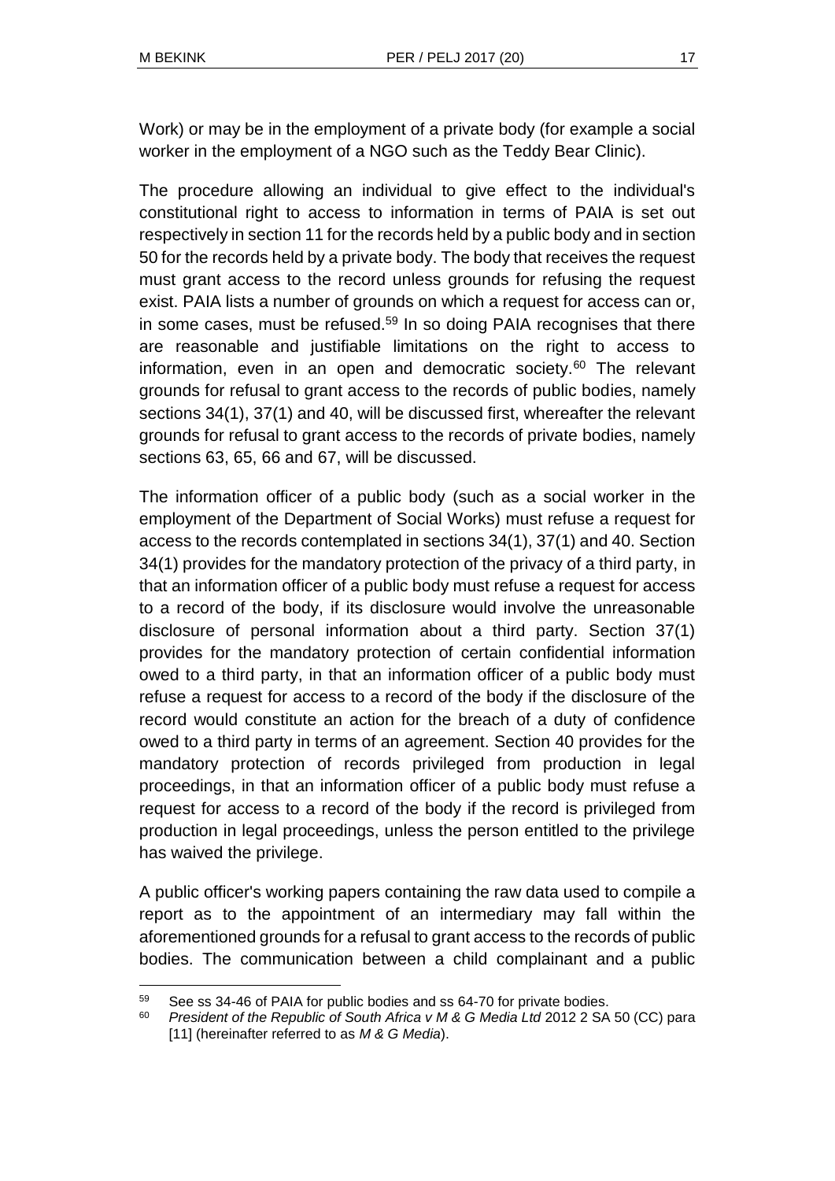Work) or may be in the employment of a private body (for example a social worker in the employment of a NGO such as the Teddy Bear Clinic).

The procedure allowing an individual to give effect to the individual's constitutional right to access to information in terms of PAIA is set out respectively in section 11 for the records held by a public body and in section 50 for the records held by a private body. The body that receives the request must grant access to the record unless grounds for refusing the request exist. PAIA lists a number of grounds on which a request for access can or, in some cases, must be refused.[59] In so doing PAIA recognises that there are reasonable and justifiable limitations on the right to access to information, even in an open and democratic society.[60] The relevant grounds for refusal to grant access to the records of public bodies, namely sections 34(1), 37(1) and 40, will be discussed first, whereafter the relevant grounds for refusal to grant access to the records of private bodies, namely sections 63, 65, 66 and 67, will be discussed.

The information officer of a public body (such as a social worker in the employment of the Department of Social Works) must refuse a request for access to the records contemplated in sections 34(1), 37(1) and 40. Section 34(1) provides for the mandatory protection of the privacy of a third party, in that an information officer of a public body must refuse a request for access to a record of the body, if its disclosure would involve the unreasonable disclosure of personal information about a third party. Section 37(1) provides for the mandatory protection of certain confidential information owed to a third party, in that an information officer of a public body must refuse a request for access to a record of the body if the disclosure of the record would constitute an action for the breach of a duty of confidence owed to a third party in terms of an agreement. Section 40 provides for the mandatory protection of records privileged from production in legal proceedings, in that an information officer of a public body must refuse a request for access to a record of the body if the record is privileged from production in legal proceedings, unless the person entitled to the privilege has waived the privilege.

A public officer's working papers containing the raw data used to compile a report as to the appointment of an intermediary may fall within the aforementioned grounds for a refusal to grant access to the records of public bodies. The communication between a child complainant and a public

---

[59] See ss 34-46 of PAIA for public bodies and ss 64-70 for private bodies.

[60] *President of the Republic of South Africa v M & G Media Ltd* 2012 2 SA 50 (CC) para [11] (hereinafter referred to as *M & G Media*).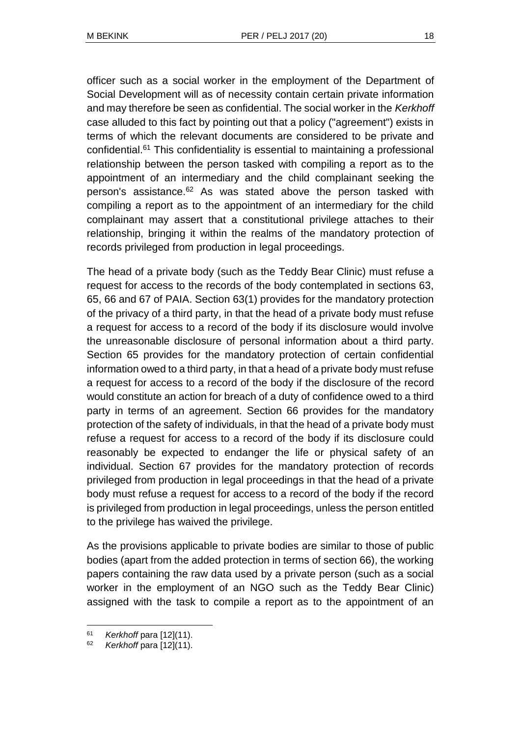officer such as a social worker in the employment of the Department of Social Development will as of necessity contain certain private information and may therefore be seen as confidential. The social worker in the *Kerkhoff* case alluded to this fact by pointing out that a policy ("agreement") exists in terms of which the relevant documents are considered to be private and confidential.[61] This confidentiality is essential to maintaining a professional relationship between the person tasked with compiling a report as to the appointment of an intermediary and the child complainant seeking the person's assistance.[62] As was stated above the person tasked with compiling a report as to the appointment of an intermediary for the child complainant may assert that a constitutional privilege attaches to their relationship, bringing it within the realms of the mandatory protection of records privileged from production in legal proceedings.

The head of a private body (such as the Teddy Bear Clinic) must refuse a request for access to the records of the body contemplated in sections 63, 65, 66 and 67 of PAIA. Section 63(1) provides for the mandatory protection of the privacy of a third party, in that the head of a private body must refuse a request for access to a record of the body if its disclosure would involve the unreasonable disclosure of personal information about a third party. Section 65 provides for the mandatory protection of certain confidential information owed to a third party, in that a head of a private body must refuse a request for access to a record of the body if the disclosure of the record would constitute an action for breach of a duty of confidence owed to a third party in terms of an agreement. Section 66 provides for the mandatory protection of the safety of individuals, in that the head of a private body must refuse a request for access to a record of the body if its disclosure could reasonably be expected to endanger the life or physical safety of an individual. Section 67 provides for the mandatory protection of records privileged from production in legal proceedings in that the head of a private body must refuse a request for access to a record of the body if the record is privileged from production in legal proceedings, unless the person entitled to the privilege has waived the privilege.

As the provisions applicable to private bodies are similar to those of public bodies (apart from the added protection in terms of section 66), the working papers containing the raw data used by a private person (such as a social worker in the employment of an NGO such as the Teddy Bear Clinic) assigned with the task to compile a report as to the appointment of an

---

[61] *Kerkhoff* para [12](11).

[62] *Kerkhoff* para [12](11).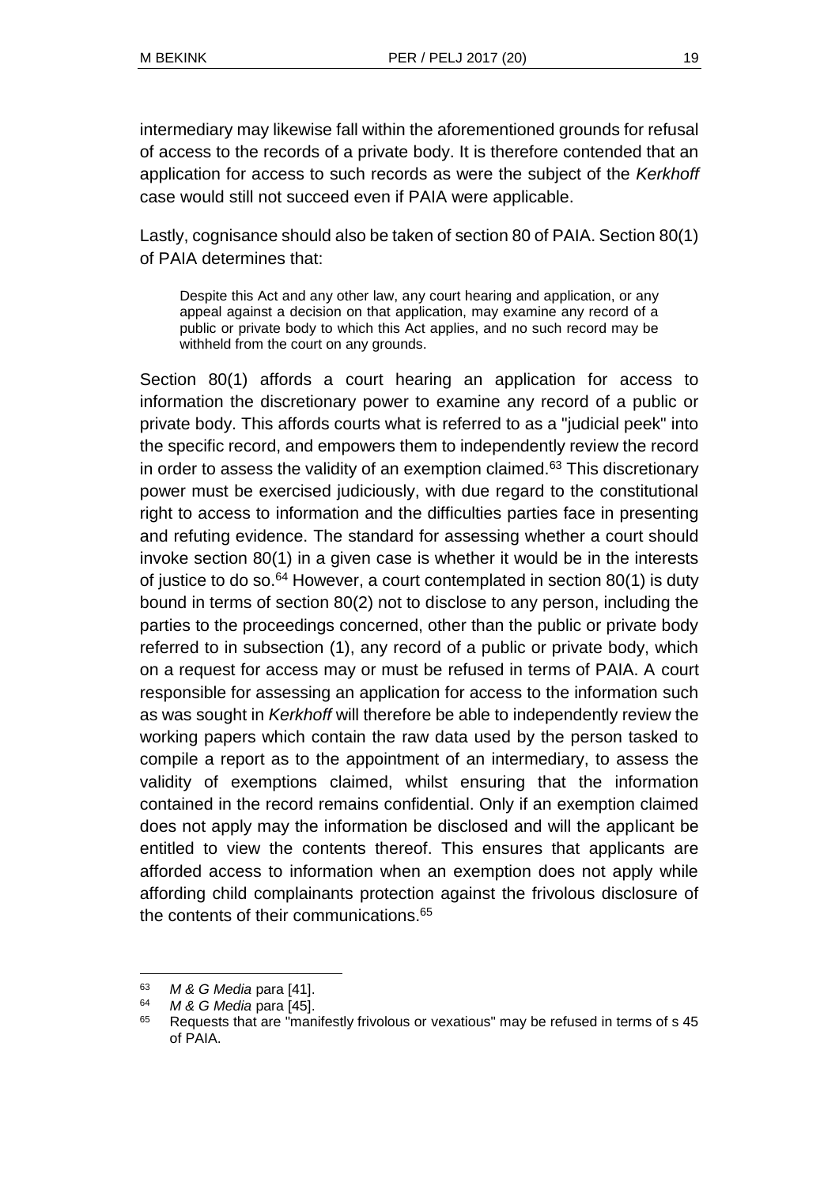intermediary may likewise fall within the aforementioned grounds for refusal of access to the records of a private body. It is therefore contended that an application for access to such records as were the subject of the *Kerkhoff* case would still not succeed even if PAIA were applicable.

Lastly, cognisance should also be taken of section 80 of PAIA. Section 80(1) of PAIA determines that:

> Despite this Act and any other law, any court hearing and application, or any appeal against a decision on that application, may examine any record of a public or private body to which this Act applies, and no such record may be withheld from the court on any grounds.

Section 80(1) affords a court hearing an application for access to information the discretionary power to examine any record of a public or private body. This affords courts what is referred to as a "judicial peek" into the specific record, and empowers them to independently review the record in order to assess the validity of an exemption claimed.[63] This discretionary power must be exercised judiciously, with due regard to the constitutional right to access to information and the difficulties parties face in presenting and refuting evidence. The standard for assessing whether a court should invoke section 80(1) in a given case is whether it would be in the interests of justice to do so.[64] However, a court contemplated in section 80(1) is duty bound in terms of section 80(2) not to disclose to any person, including the parties to the proceedings concerned, other than the public or private body referred to in subsection (1), any record of a public or private body, which on a request for access may or must be refused in terms of PAIA. A court responsible for assessing an application for access to the information such as was sought in *Kerkhoff* will therefore be able to independently review the working papers which contain the raw data used by the person tasked to compile a report as to the appointment of an intermediary, to assess the validity of exemptions claimed, whilst ensuring that the information contained in the record remains confidential. Only if an exemption claimed does not apply may the information be disclosed and will the applicant be entitled to view the contents thereof. This ensures that applicants are afforded access to information when an exemption does not apply while affording child complainants protection against the frivolous disclosure of the contents of their communications.[65]

---

[63] *M & G Media* para [41].

[64] *M & G Media* para [45].

[65] Requests that are "manifestly frivolous or vexatious" may be refused in terms of s 45 of PAIA.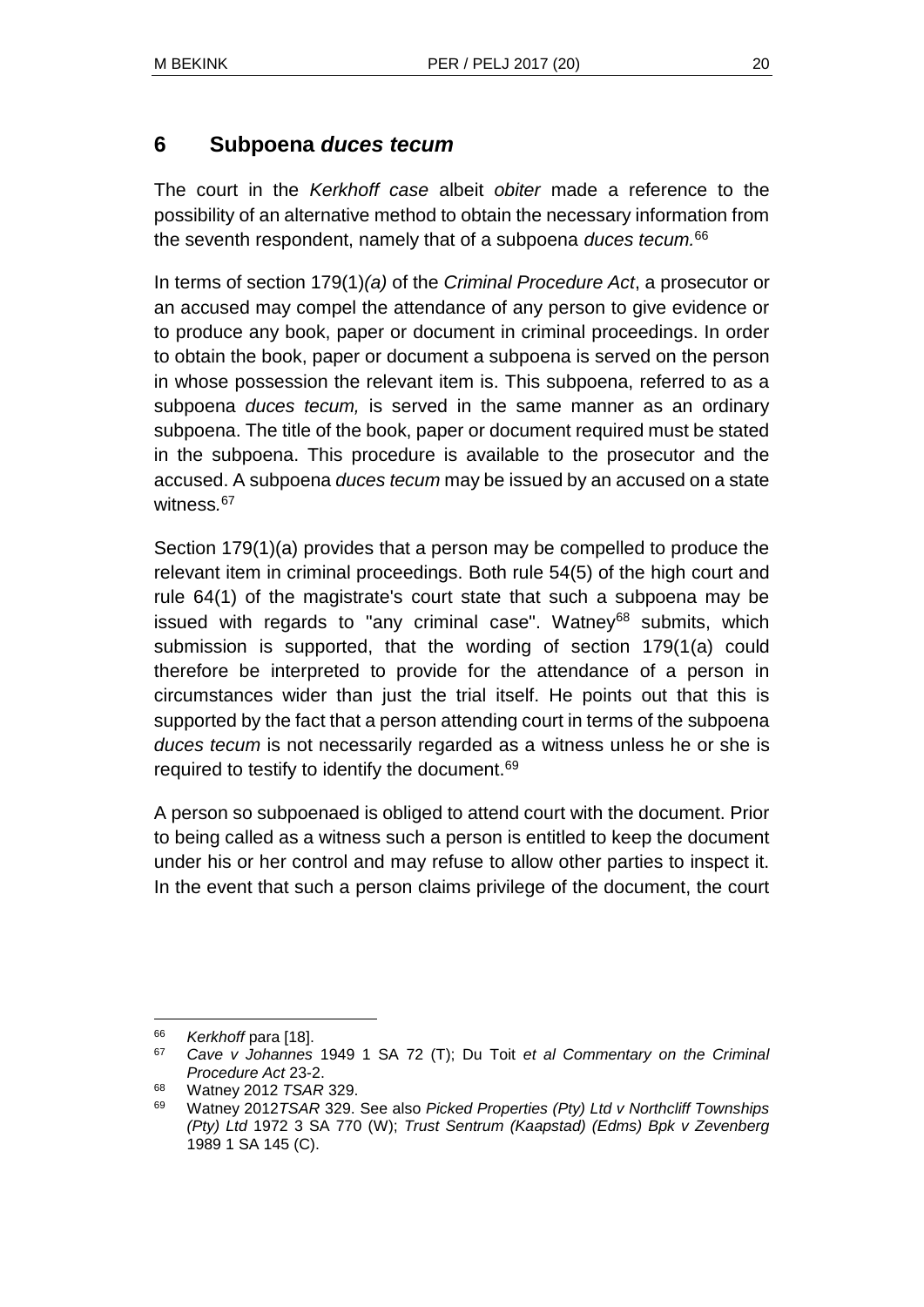## 6 Subpoena *duces tecum*

The court in the *Kerkhoff case* albeit *obiter* made a reference to the possibility of an alternative method to obtain the necessary information from the seventh respondent, namely that of a subpoena *duces tecum.*[66]

In terms of section 179(1)*(a)* of the *Criminal Procedure Act*, a prosecutor or an accused may compel the attendance of any person to give evidence or to produce any book, paper or document in criminal proceedings. In order to obtain the book, paper or document a subpoena is served on the person in whose possession the relevant item is. This subpoena, referred to as a subpoena *duces tecum,* is served in the same manner as an ordinary subpoena. The title of the book, paper or document required must be stated in the subpoena. This procedure is available to the prosecutor and the accused. A subpoena *duces tecum* may be issued by an accused on a state witness.[67]

Section 179(1)(a) provides that a person may be compelled to produce the relevant item in criminal proceedings. Both rule 54(5) of the high court and rule 64(1) of the magistrate's court state that such a subpoena may be issued with regards to "any criminal case". Watney[68] submits, which submission is supported, that the wording of section 179(1(a) could therefore be interpreted to provide for the attendance of a person in circumstances wider than just the trial itself. He points out that this is supported by the fact that a person attending court in terms of the subpoena *duces tecum* is not necessarily regarded as a witness unless he or she is required to testify to identify the document.[69]

A person so subpoenaed is obliged to attend court with the document. Prior to being called as a witness such a person is entitled to keep the document under his or her control and may refuse to allow other parties to inspect it. In the event that such a person claims privilege of the document, the court

---

[66] *Kerkhoff* para [18].

[67] *Cave v Johannes* 1949 1 SA 72 (T); Du Toit *et al Commentary on the Criminal Procedure Act* 23-2.

[68] Watney 2012 *TSAR* 329.

[69] Watney 2012*TSAR* 329. See also *Picked Properties (Pty) Ltd v Northcliff Townships (Pty) Ltd* 1972 3 SA 770 (W); *Trust Sentrum (Kaapstad) (Edms) Bpk v Zevenberg* 1989 1 SA 145 (C).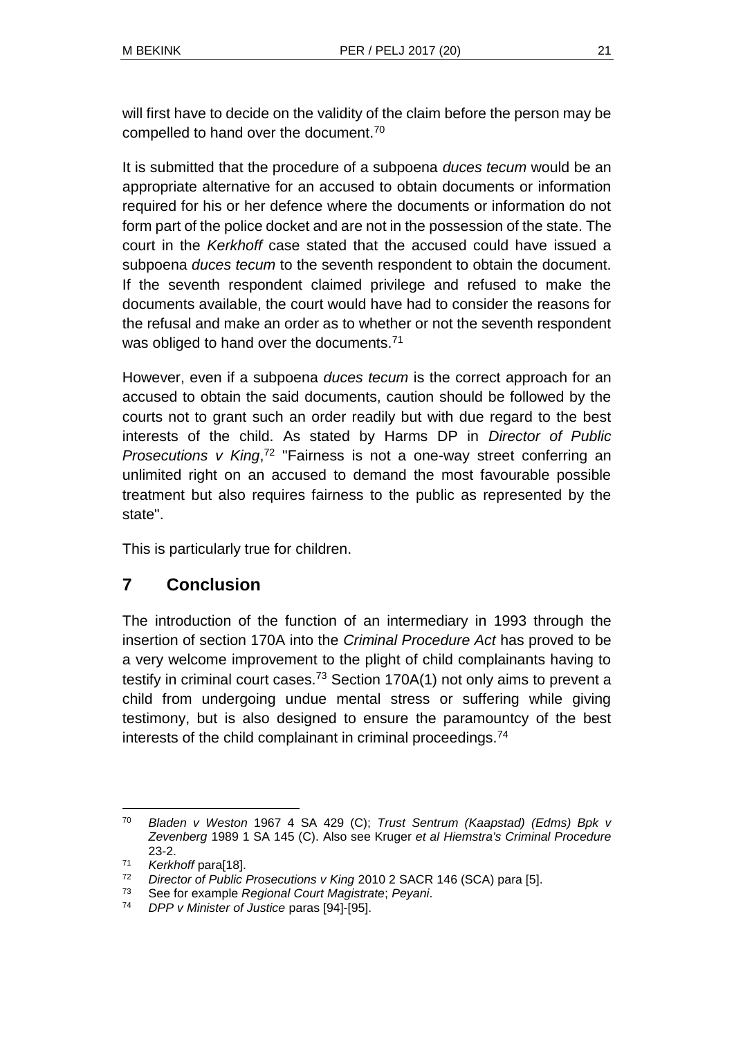will first have to decide on the validity of the claim before the person may be compelled to hand over the document.[70]

It is submitted that the procedure of a subpoena *duces tecum* would be an appropriate alternative for an accused to obtain documents or information required for his or her defence where the documents or information do not form part of the police docket and are not in the possession of the state. The court in the *Kerkhoff* case stated that the accused could have issued a subpoena *duces tecum* to the seventh respondent to obtain the document. If the seventh respondent claimed privilege and refused to make the documents available, the court would have had to consider the reasons for the refusal and make an order as to whether or not the seventh respondent was obliged to hand over the documents.[71]

However, even if a subpoena *duces tecum* is the correct approach for an accused to obtain the said documents, caution should be followed by the courts not to grant such an order readily but with due regard to the best interests of the child. As stated by Harms DP in *Director of Public Prosecutions v King*,[72] "Fairness is not a one-way street conferring an unlimited right on an accused to demand the most favourable possible treatment but also requires fairness to the public as represented by the state".

This is particularly true for children.

## 7 Conclusion

The introduction of the function of an intermediary in 1993 through the insertion of section 170A into the *Criminal Procedure Act* has proved to be a very welcome improvement to the plight of child complainants having to testify in criminal court cases.[73] Section 170A(1) not only aims to prevent a child from undergoing undue mental stress or suffering while giving testimony, but is also designed to ensure the paramountcy of the best interests of the child complainant in criminal proceedings.[74]

---

[70] *Bladen v Weston* 1967 4 SA 429 (C); *Trust Sentrum (Kaapstad) (Edms) Bpk v Zevenberg* 1989 1 SA 145 (C). Also see Kruger *et al Hiemstra's Criminal Procedure* 23-2.

[71] *Kerkhoff* para[18].

[72] *Director of Public Prosecutions v King* 2010 2 SACR 146 (SCA) para [5].

[73] See for example *Regional Court Magistrate*; *Peyani*.

[74] *DPP v Minister of Justice* paras [94]-[95].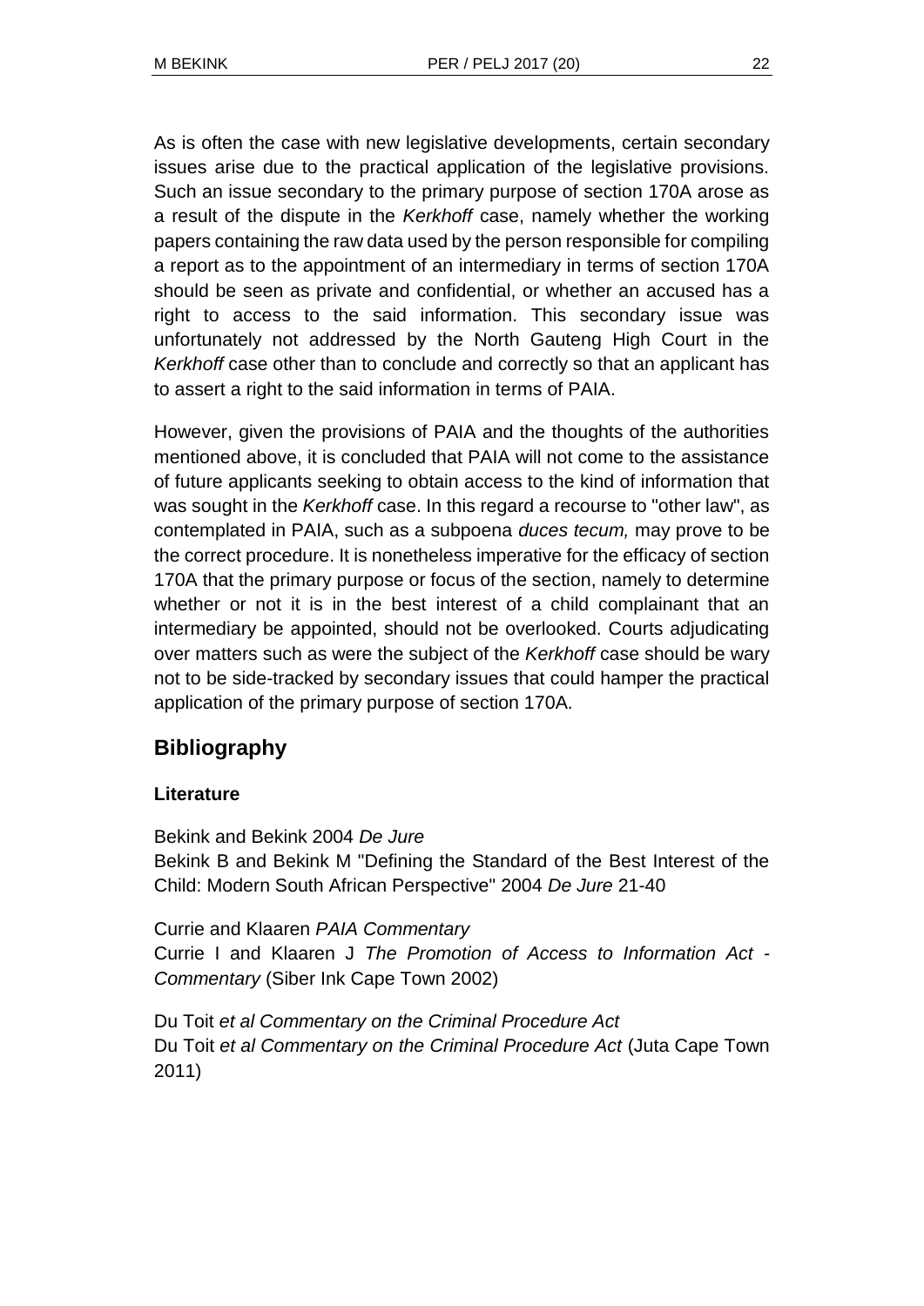As is often the case with new legislative developments, certain secondary issues arise due to the practical application of the legislative provisions. Such an issue secondary to the primary purpose of section 170A arose as a result of the dispute in the *Kerkhoff* case, namely whether the working papers containing the raw data used by the person responsible for compiling a report as to the appointment of an intermediary in terms of section 170A should be seen as private and confidential, or whether an accused has a right to access to the said information. This secondary issue was unfortunately not addressed by the North Gauteng High Court in the *Kerkhoff* case other than to conclude and correctly so that an applicant has to assert a right to the said information in terms of PAIA.

However, given the provisions of PAIA and the thoughts of the authorities mentioned above, it is concluded that PAIA will not come to the assistance of future applicants seeking to obtain access to the kind of information that was sought in the *Kerkhoff* case. In this regard a recourse to "other law", as contemplated in PAIA, such as a subpoena *duces tecum,* may prove to be the correct procedure. It is nonetheless imperative for the efficacy of section 170A that the primary purpose or focus of the section, namely to determine whether or not it is in the best interest of a child complainant that an intermediary be appointed, should not be overlooked. Courts adjudicating over matters such as were the subject of the *Kerkhoff* case should be wary not to be side-tracked by secondary issues that could hamper the practical application of the primary purpose of section 170A.

## Bibliography

### Literature

Bekink and Bekink 2004 *De Jure*
Bekink B and Bekink M "Defining the Standard of the Best Interest of the Child: Modern South African Perspective" 2004 *De Jure* 21-40

Currie and Klaaren *PAIA Commentary*
Currie I and Klaaren J *The Promotion of Access to Information Act - Commentary* (Siber Ink Cape Town 2002)

Du Toit *et al Commentary on the Criminal Procedure Act*
Du Toit *et al Commentary on the Criminal Procedure Act* (Juta Cape Town 2011)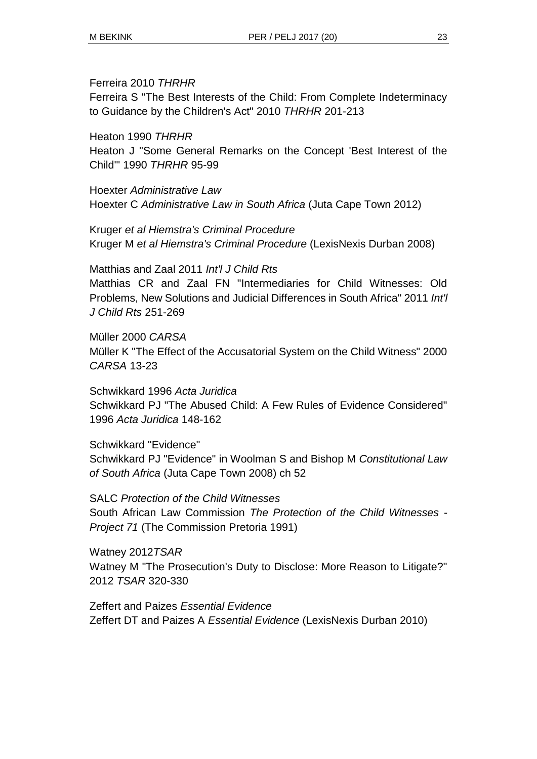Ferreira 2010 *THRHR*
Ferreira S "The Best Interests of the Child: From Complete Indeterminacy to Guidance by the Children's Act" 2010 *THRHR* 201-213

Heaton 1990 *THRHR*
Heaton J "Some General Remarks on the Concept 'Best Interest of the Child'" 1990 *THRHR* 95-99

Hoexter *Administrative Law*
Hoexter C *Administrative Law in South Africa* (Juta Cape Town 2012)

Kruger *et al Hiemstra's Criminal Procedure*
Kruger M *et al Hiemstra's Criminal Procedure* (LexisNexis Durban 2008)

Matthias and Zaal 2011 *Int'l J Child Rts*
Matthias CR and Zaal FN "Intermediaries for Child Witnesses: Old Problems, New Solutions and Judicial Differences in South Africa" 2011 *Int'l J Child Rts* 251-269

Müller 2000 *CARSA*
Müller K "The Effect of the Accusatorial System on the Child Witness" 2000 *CARSA* 13-23

Schwikkard 1996 *Acta Juridica*
Schwikkard PJ "The Abused Child: A Few Rules of Evidence Considered" 1996 *Acta Juridica* 148-162

Schwikkard "Evidence"
Schwikkard PJ "Evidence" in Woolman S and Bishop M *Constitutional Law of South Africa* (Juta Cape Town 2008) ch 52

SALC *Protection of the Child Witnesses*
South African Law Commission *The Protection of the Child Witnesses - Project 71* (The Commission Pretoria 1991)

Watney 2012*TSAR*
Watney M "The Prosecution's Duty to Disclose: More Reason to Litigate?" 2012 *TSAR* 320-330

Zeffert and Paizes *Essential Evidence*
Zeffert DT and Paizes A *Essential Evidence* (LexisNexis Durban 2010)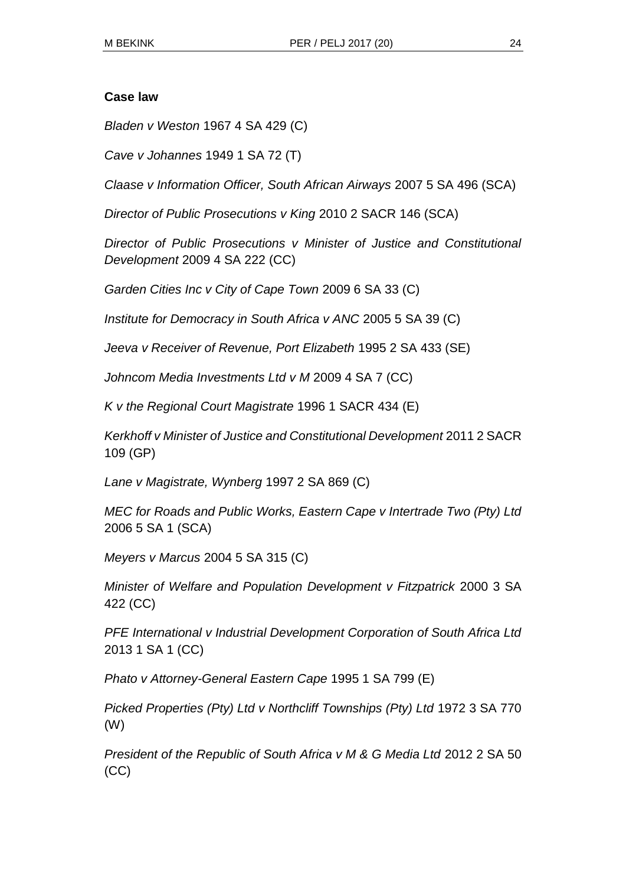**Case law**

*Bladen v Weston* 1967 4 SA 429 (C)

*Cave v Johannes* 1949 1 SA 72 (T)

*Claase v Information Officer, South African Airways* 2007 5 SA 496 (SCA)

*Director of Public Prosecutions v King* 2010 2 SACR 146 (SCA)

*Director of Public Prosecutions v Minister of Justice and Constitutional Development* 2009 4 SA 222 (CC)

*Garden Cities Inc v City of Cape Town* 2009 6 SA 33 (C)

*Institute for Democracy in South Africa v ANC* 2005 5 SA 39 (C)

*Jeeva v Receiver of Revenue, Port Elizabeth* 1995 2 SA 433 (SE)

*Johncom Media Investments Ltd v M* 2009 4 SA 7 (CC)

*K v the Regional Court Magistrate* 1996 1 SACR 434 (E)

*Kerkhoff v Minister of Justice and Constitutional Development* 2011 2 SACR 109 (GP)

*Lane v Magistrate, Wynberg* 1997 2 SA 869 (C)

*MEC for Roads and Public Works, Eastern Cape v Intertrade Two (Pty) Ltd* 2006 5 SA 1 (SCA)

*Meyers v Marcus* 2004 5 SA 315 (C)

*Minister of Welfare and Population Development v Fitzpatrick* 2000 3 SA 422 (CC)

*PFE International v Industrial Development Corporation of South Africa Ltd* 2013 1 SA 1 (CC)

*Phato v Attorney-General Eastern Cape* 1995 1 SA 799 (E)

*Picked Properties (Pty) Ltd v Northcliff Townships (Pty) Ltd* 1972 3 SA 770 (W)

*President of the Republic of South Africa v M & G Media Ltd* 2012 2 SA 50 (CC)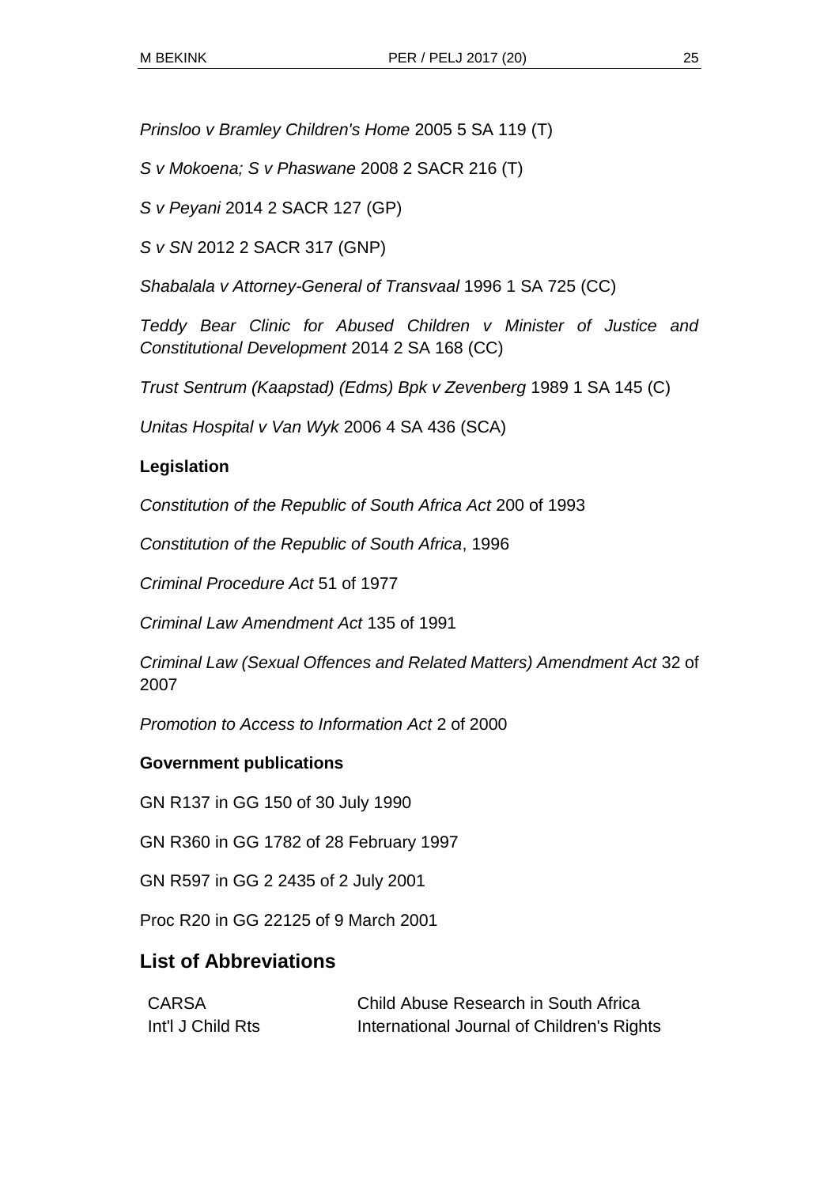*Prinsloo v Bramley Children's Home* 2005 5 SA 119 (T)

*S v Mokoena; S v Phaswane* 2008 2 SACR 216 (T)

*S v Peyani* 2014 2 SACR 127 (GP)

*S v SN* 2012 2 SACR 317 (GNP)

*Shabalala v Attorney-General of Transvaal* 1996 1 SA 725 (CC)

*Teddy Bear Clinic for Abused Children v Minister of Justice and Constitutional Development* 2014 2 SA 168 (CC)

*Trust Sentrum (Kaapstad) (Edms) Bpk v Zevenberg* 1989 1 SA 145 (C)

*Unitas Hospital v Van Wyk* 2006 4 SA 436 (SCA)

**Legislation**

*Constitution of the Republic of South Africa Act* 200 of 1993

*Constitution of the Republic of South Africa*, 1996

*Criminal Procedure Act* 51 of 1977

*Criminal Law Amendment Act* 135 of 1991

*Criminal Law (Sexual Offences and Related Matters) Amendment Act* 32 of 2007

*Promotion to Access to Information Act* 2 of 2000

**Government publications**

GN R137 in GG 150 of 30 July 1990

GN R360 in GG 1782 of 28 February 1997

GN R597 in GG 2 2435 of 2 July 2001

Proc R20 in GG 22125 of 9 March 2001

## List of Abbreviations

| | |
|---|---|
| CARSA | Child Abuse Research in South Africa |
| Int'l J Child Rts | International Journal of Children's Rights |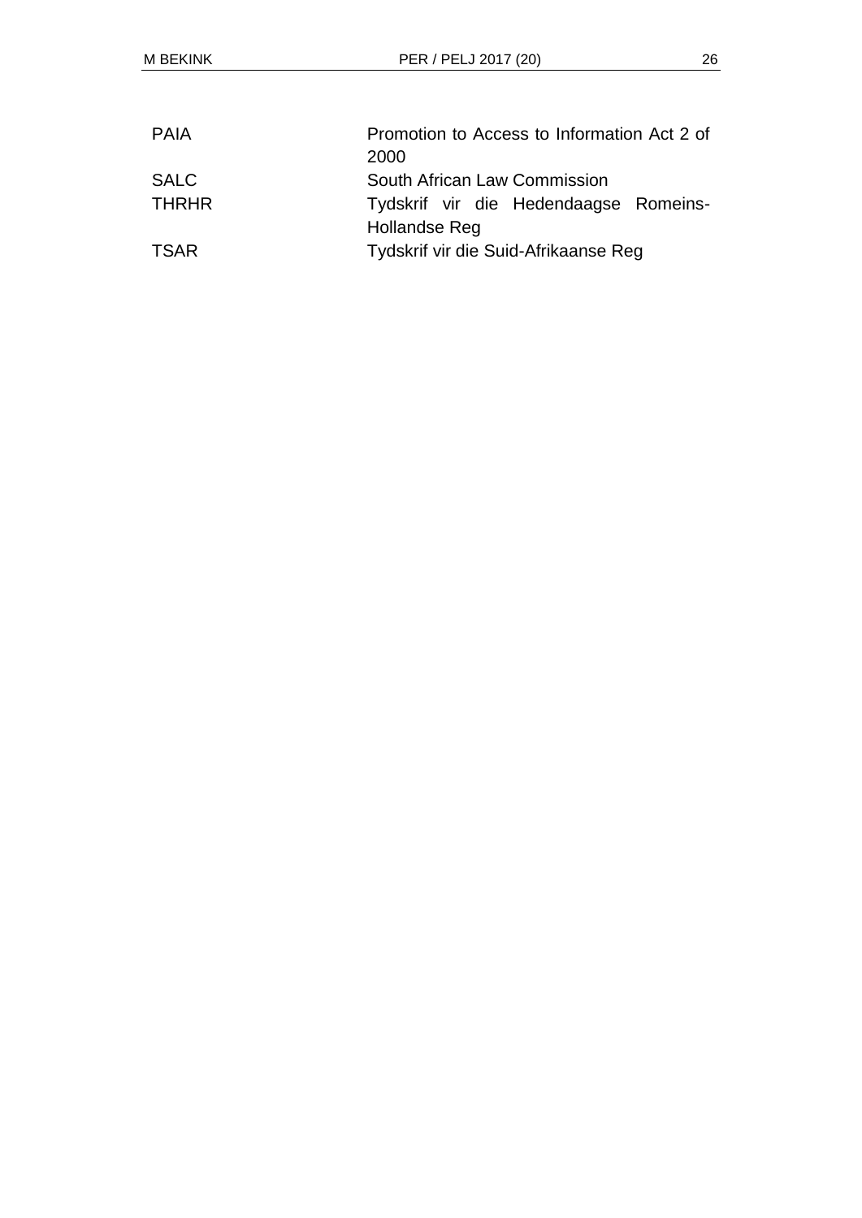| | |
|---|---|
| PAIA | Promotion to Access to Information Act 2 of 2000 |
| SALC | South African Law Commission |
| THRHR | Tydskrif vir die Hedendaagse Romeins-Hollandse Reg |
| TSAR | Tydskrif vir die Suid-Afrikaanse Reg |